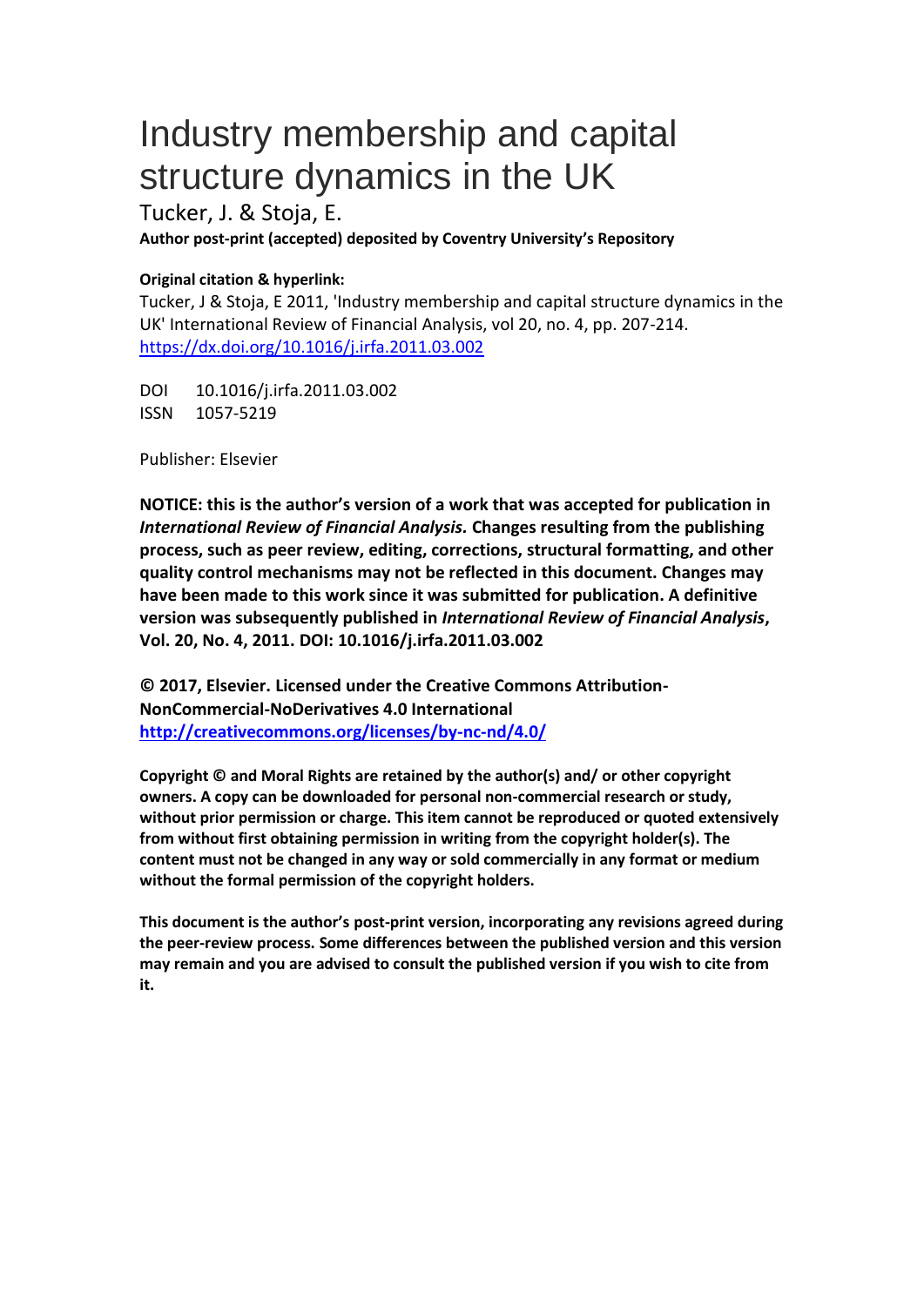# Industry membership and capital structure dynamics in the UK

Tucker, J. & Stoja, E.

**Author post-print (accepted) deposited by Coventry University's Repository**

**Original citation & hyperlink:**

Tucker, J & Stoja, E 2011, 'Industry membership and capital structure dynamics in the UK' International Review of Financial Analysis, vol 20, no. 4, pp. 207-214.
https://dx.doi.org/10.1016/j.irfa.2011.03.002

DOI 10.1016/j.irfa.2011.03.002
ISSN 1057-5219

Publisher: Elsevier

**NOTICE: this is the author's version of a work that was accepted for publication in *International Review of Financial Analysis.* Changes resulting from the publishing process, such as peer review, editing, corrections, structural formatting, and other quality control mechanisms may not be reflected in this document. Changes may have been made to this work since it was submitted for publication. A definitive version was subsequently published in *International Review of Financial Analysis*, Vol. 20, No. 4, 2011. DOI: 10.1016/j.irfa.2011.03.002**

**© 2017, Elsevier. Licensed under the Creative Commons Attribution-NonCommercial-NoDerivatives 4.0 International**
**http://creativecommons.org/licenses/by-nc-nd/4.0/**

**Copyright © and Moral Rights are retained by the author(s) and/ or other copyright owners. A copy can be downloaded for personal non-commercial research or study, without prior permission or charge. This item cannot be reproduced or quoted extensively from without first obtaining permission in writing from the copyright holder(s). The content must not be changed in any way or sold commercially in any format or medium without the formal permission of the copyright holders.**

**This document is the author's post-print version, incorporating any revisions agreed during the peer-review process. Some differences between the published version and this version may remain and you are advised to consult the published version if you wish to cite from it.**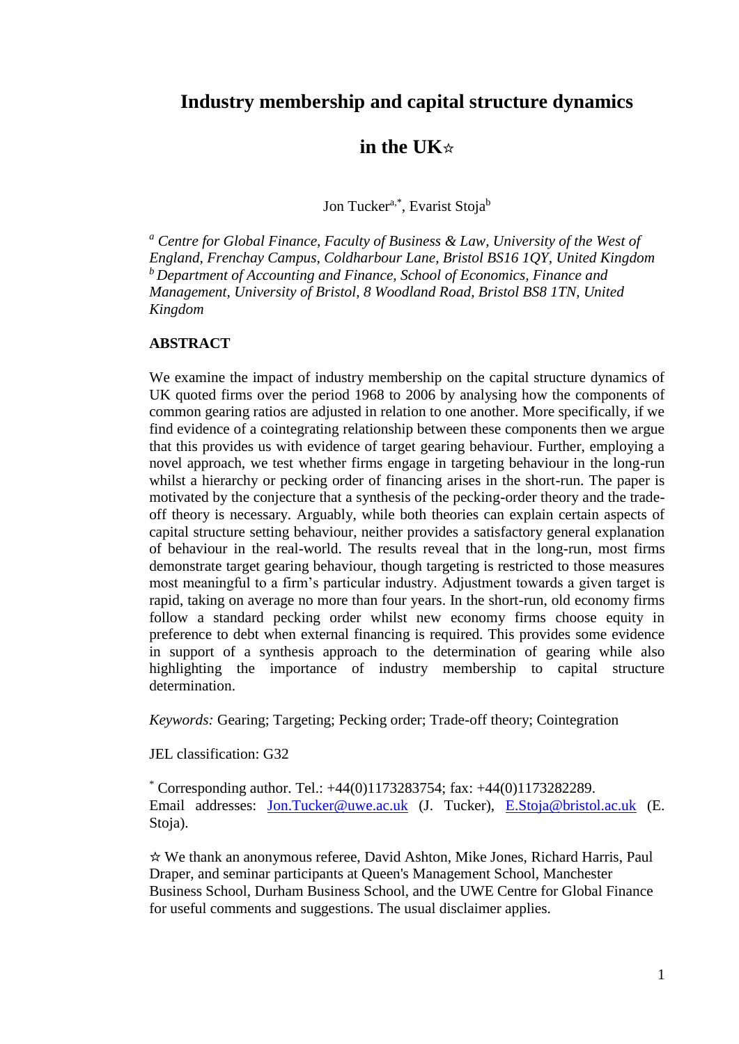# Industry membership and capital structure dynamics in the UK☆

Jon Tucker[a,*], Evarist Stoja[b]

*[a] Centre for Global Finance, Faculty of Business & Law, University of the West of England, Frenchay Campus, Coldharbour Lane, Bristol BS16 1QY, United Kingdom*
*[b] Department of Accounting and Finance, School of Economics, Finance and Management, University of Bristol, 8 Woodland Road, Bristol BS8 1TN, United Kingdom*

**ABSTRACT**

We examine the impact of industry membership on the capital structure dynamics of UK quoted firms over the period 1968 to 2006 by analysing how the components of common gearing ratios are adjusted in relation to one another. More specifically, if we find evidence of a cointegrating relationship between these components then we argue that this provides us with evidence of target gearing behaviour. Further, employing a novel approach, we test whether firms engage in targeting behaviour in the long-run whilst a hierarchy or pecking order of financing arises in the short-run. The paper is motivated by the conjecture that a synthesis of the pecking-order theory and the trade-off theory is necessary. Arguably, while both theories can explain certain aspects of capital structure setting behaviour, neither provides a satisfactory general explanation of behaviour in the real-world. The results reveal that in the long-run, most firms demonstrate target gearing behaviour, though targeting is restricted to those measures most meaningful to a firm's particular industry. Adjustment towards a given target is rapid, taking on average no more than four years. In the short-run, old economy firms follow a standard pecking order whilst new economy firms choose equity in preference to debt when external financing is required. This provides some evidence in support of a synthesis approach to the determination of gearing while also highlighting the importance of industry membership to capital structure determination.

*Keywords:* Gearing; Targeting; Pecking order; Trade-off theory; Cointegration

JEL classification: G32

[*] Corresponding author. Tel.: +44(0)1173283754; fax: +44(0)1173282289.
Email addresses: Jon.Tucker@uwe.ac.uk (J. Tucker), E.Stoja@bristol.ac.uk (E. Stoja).

☆ We thank an anonymous referee, David Ashton, Mike Jones, Richard Harris, Paul Draper, and seminar participants at Queen's Management School, Manchester Business School, Durham Business School, and the UWE Centre for Global Finance for useful comments and suggestions. The usual disclaimer applies.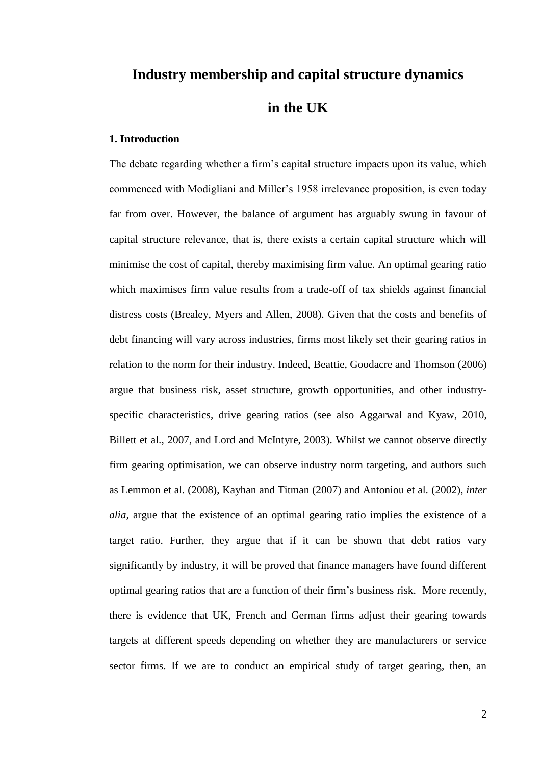# Industry membership and capital structure dynamics in the UK

### 1. Introduction

The debate regarding whether a firm's capital structure impacts upon its value, which commenced with Modigliani and Miller's 1958 irrelevance proposition, is even today far from over. However, the balance of argument has arguably swung in favour of capital structure relevance, that is, there exists a certain capital structure which will minimise the cost of capital, thereby maximising firm value. An optimal gearing ratio which maximises firm value results from a trade-off of tax shields against financial distress costs (Brealey, Myers and Allen, 2008). Given that the costs and benefits of debt financing will vary across industries, firms most likely set their gearing ratios in relation to the norm for their industry. Indeed, Beattie, Goodacre and Thomson (2006) argue that business risk, asset structure, growth opportunities, and other industry-specific characteristics, drive gearing ratios (see also Aggarwal and Kyaw, 2010, Billett et al., 2007, and Lord and McIntyre, 2003). Whilst we cannot observe directly firm gearing optimisation, we can observe industry norm targeting, and authors such as Lemmon et al. (2008), Kayhan and Titman (2007) and Antoniou et al. (2002), *inter alia,* argue that the existence of an optimal gearing ratio implies the existence of a target ratio. Further, they argue that if it can be shown that debt ratios vary significantly by industry, it will be proved that finance managers have found different optimal gearing ratios that are a function of their firm's business risk. More recently, there is evidence that UK, French and German firms adjust their gearing towards targets at different speeds depending on whether they are manufacturers or service sector firms. If we are to conduct an empirical study of target gearing, then, an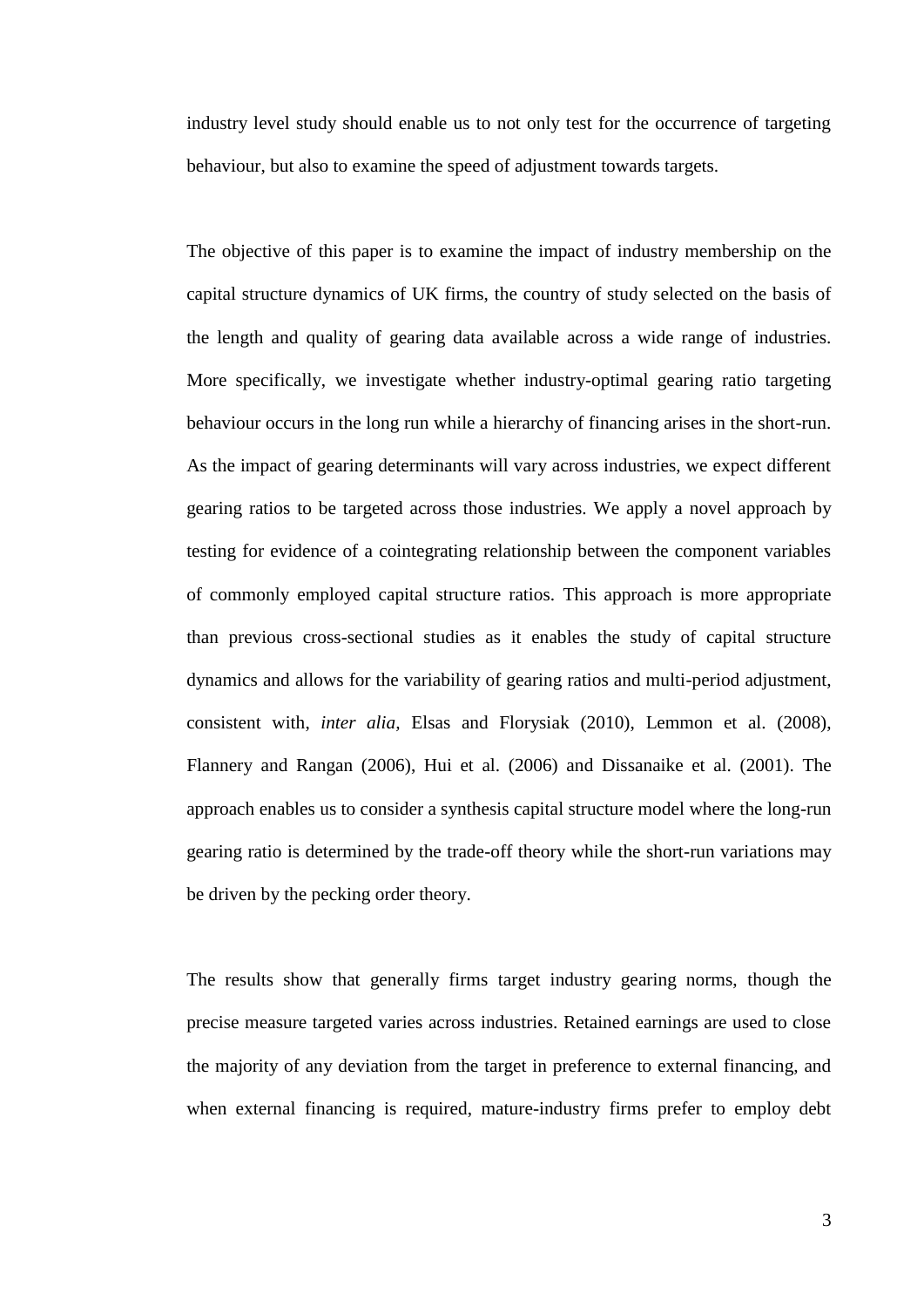industry level study should enable us to not only test for the occurrence of targeting behaviour, but also to examine the speed of adjustment towards targets.

The objective of this paper is to examine the impact of industry membership on the capital structure dynamics of UK firms, the country of study selected on the basis of the length and quality of gearing data available across a wide range of industries. More specifically, we investigate whether industry-optimal gearing ratio targeting behaviour occurs in the long run while a hierarchy of financing arises in the short-run. As the impact of gearing determinants will vary across industries, we expect different gearing ratios to be targeted across those industries. We apply a novel approach by testing for evidence of a cointegrating relationship between the component variables of commonly employed capital structure ratios. This approach is more appropriate than previous cross-sectional studies as it enables the study of capital structure dynamics and allows for the variability of gearing ratios and multi-period adjustment, consistent with, *inter alia*, Elsas and Florysiak (2010), Lemmon et al. (2008), Flannery and Rangan (2006), Hui et al. (2006) and Dissanaike et al. (2001). The approach enables us to consider a synthesis capital structure model where the long-run gearing ratio is determined by the trade-off theory while the short-run variations may be driven by the pecking order theory.

The results show that generally firms target industry gearing norms, though the precise measure targeted varies across industries. Retained earnings are used to close the majority of any deviation from the target in preference to external financing, and when external financing is required, mature-industry firms prefer to employ debt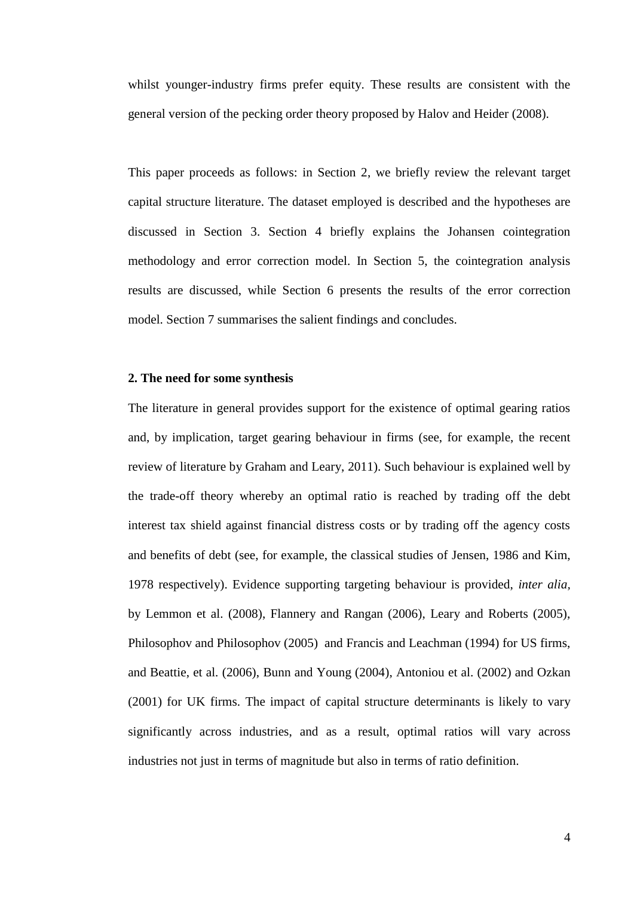whilst younger-industry firms prefer equity. These results are consistent with the general version of the pecking order theory proposed by Halov and Heider (2008).

This paper proceeds as follows: in Section 2, we briefly review the relevant target capital structure literature. The dataset employed is described and the hypotheses are discussed in Section 3. Section 4 briefly explains the Johansen cointegration methodology and error correction model. In Section 5, the cointegration analysis results are discussed, while Section 6 presents the results of the error correction model. Section 7 summarises the salient findings and concludes.

## 2. The need for some synthesis

The literature in general provides support for the existence of optimal gearing ratios and, by implication, target gearing behaviour in firms (see, for example, the recent review of literature by Graham and Leary, 2011). Such behaviour is explained well by the trade-off theory whereby an optimal ratio is reached by trading off the debt interest tax shield against financial distress costs or by trading off the agency costs and benefits of debt (see, for example, the classical studies of Jensen, 1986 and Kim, 1978 respectively). Evidence supporting targeting behaviour is provided, *inter alia*, by Lemmon et al. (2008), Flannery and Rangan (2006), Leary and Roberts (2005), Philosophov and Philosophov (2005) and Francis and Leachman (1994) for US firms, and Beattie, et al. (2006), Bunn and Young (2004), Antoniou et al. (2002) and Ozkan (2001) for UK firms. The impact of capital structure determinants is likely to vary significantly across industries, and as a result, optimal ratios will vary across industries not just in terms of magnitude but also in terms of ratio definition.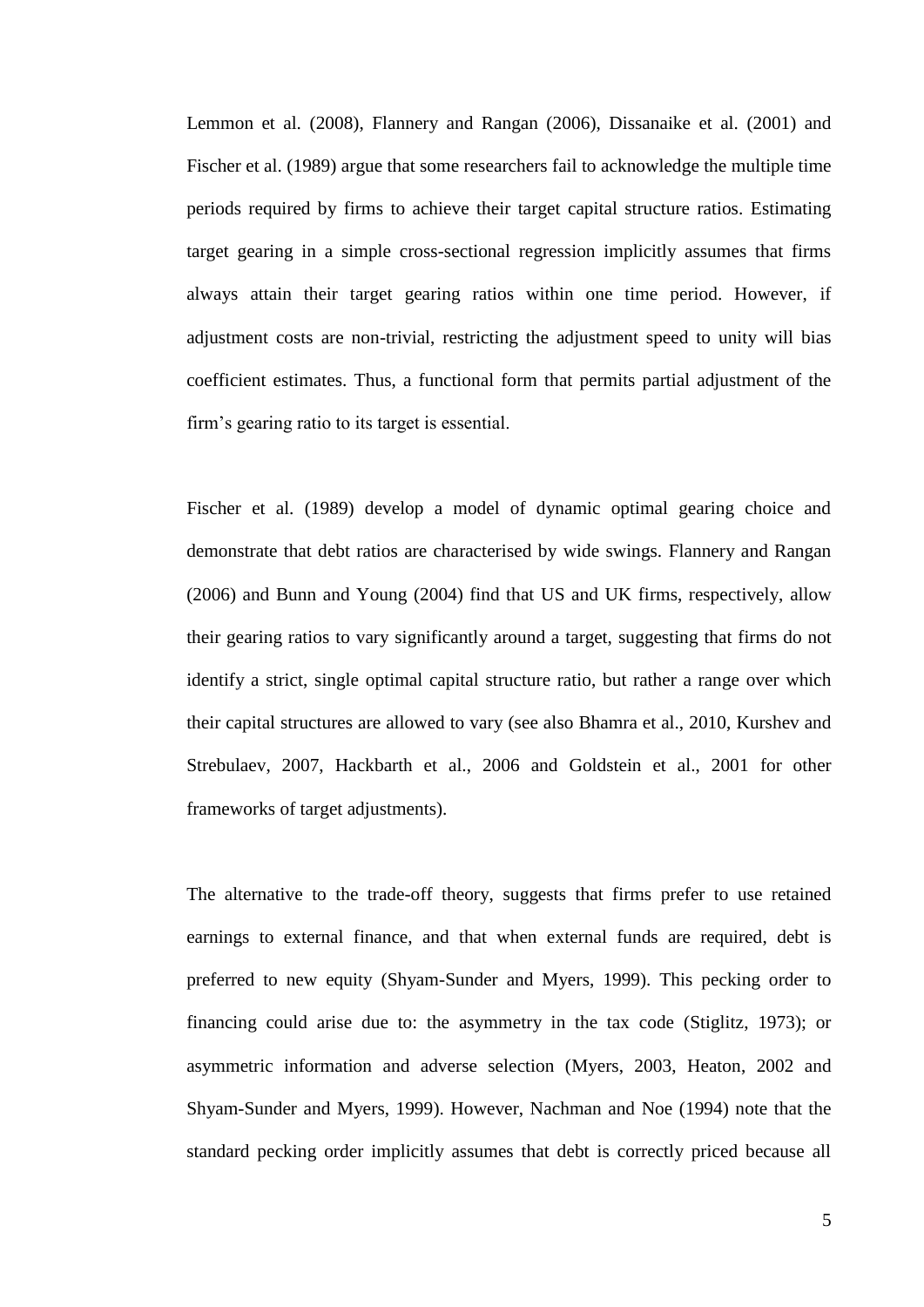Lemmon et al. (2008), Flannery and Rangan (2006), Dissanaike et al. (2001) and Fischer et al. (1989) argue that some researchers fail to acknowledge the multiple time periods required by firms to achieve their target capital structure ratios. Estimating target gearing in a simple cross-sectional regression implicitly assumes that firms always attain their target gearing ratios within one time period. However, if adjustment costs are non-trivial, restricting the adjustment speed to unity will bias coefficient estimates. Thus, a functional form that permits partial adjustment of the firm's gearing ratio to its target is essential.

Fischer et al. (1989) develop a model of dynamic optimal gearing choice and demonstrate that debt ratios are characterised by wide swings. Flannery and Rangan (2006) and Bunn and Young (2004) find that US and UK firms, respectively, allow their gearing ratios to vary significantly around a target, suggesting that firms do not identify a strict, single optimal capital structure ratio, but rather a range over which their capital structures are allowed to vary (see also Bhamra et al., 2010, Kurshev and Strebulaev, 2007, Hackbarth et al., 2006 and Goldstein et al., 2001 for other frameworks of target adjustments).

The alternative to the trade-off theory, suggests that firms prefer to use retained earnings to external finance, and that when external funds are required, debt is preferred to new equity (Shyam-Sunder and Myers, 1999). This pecking order to financing could arise due to: the asymmetry in the tax code (Stiglitz, 1973); or asymmetric information and adverse selection (Myers, 2003, Heaton, 2002 and Shyam-Sunder and Myers, 1999). However, Nachman and Noe (1994) note that the standard pecking order implicitly assumes that debt is correctly priced because all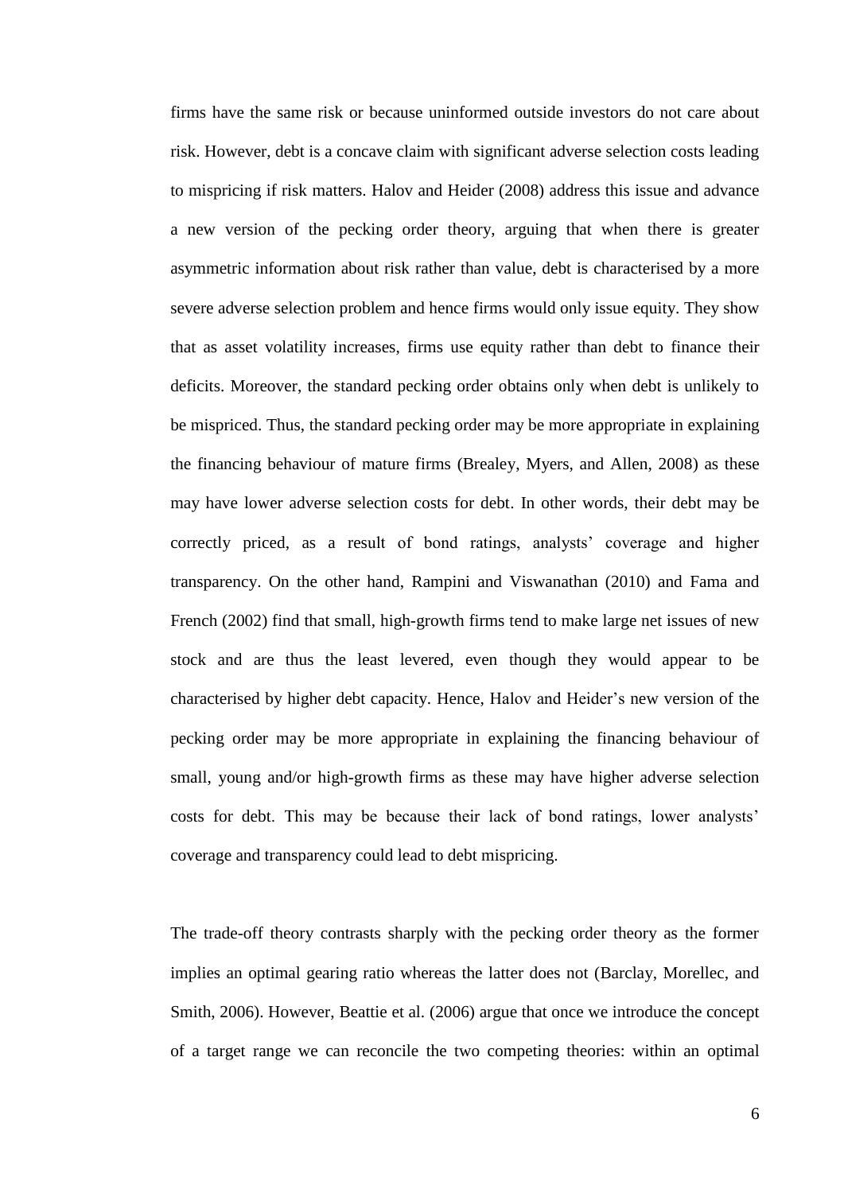firms have the same risk or because uninformed outside investors do not care about risk. However, debt is a concave claim with significant adverse selection costs leading to mispricing if risk matters. Halov and Heider (2008) address this issue and advance a new version of the pecking order theory, arguing that when there is greater asymmetric information about risk rather than value, debt is characterised by a more severe adverse selection problem and hence firms would only issue equity. They show that as asset volatility increases, firms use equity rather than debt to finance their deficits. Moreover, the standard pecking order obtains only when debt is unlikely to be mispriced. Thus, the standard pecking order may be more appropriate in explaining the financing behaviour of mature firms (Brealey, Myers, and Allen, 2008) as these may have lower adverse selection costs for debt. In other words, their debt may be correctly priced, as a result of bond ratings, analysts' coverage and higher transparency. On the other hand, Rampini and Viswanathan (2010) and Fama and French (2002) find that small, high-growth firms tend to make large net issues of new stock and are thus the least levered, even though they would appear to be characterised by higher debt capacity. Hence, Halov and Heider's new version of the pecking order may be more appropriate in explaining the financing behaviour of small, young and/or high-growth firms as these may have higher adverse selection costs for debt. This may be because their lack of bond ratings, lower analysts' coverage and transparency could lead to debt mispricing.

The trade-off theory contrasts sharply with the pecking order theory as the former implies an optimal gearing ratio whereas the latter does not (Barclay, Morellec, and Smith, 2006). However, Beattie et al. (2006) argue that once we introduce the concept of a target range we can reconcile the two competing theories: within an optimal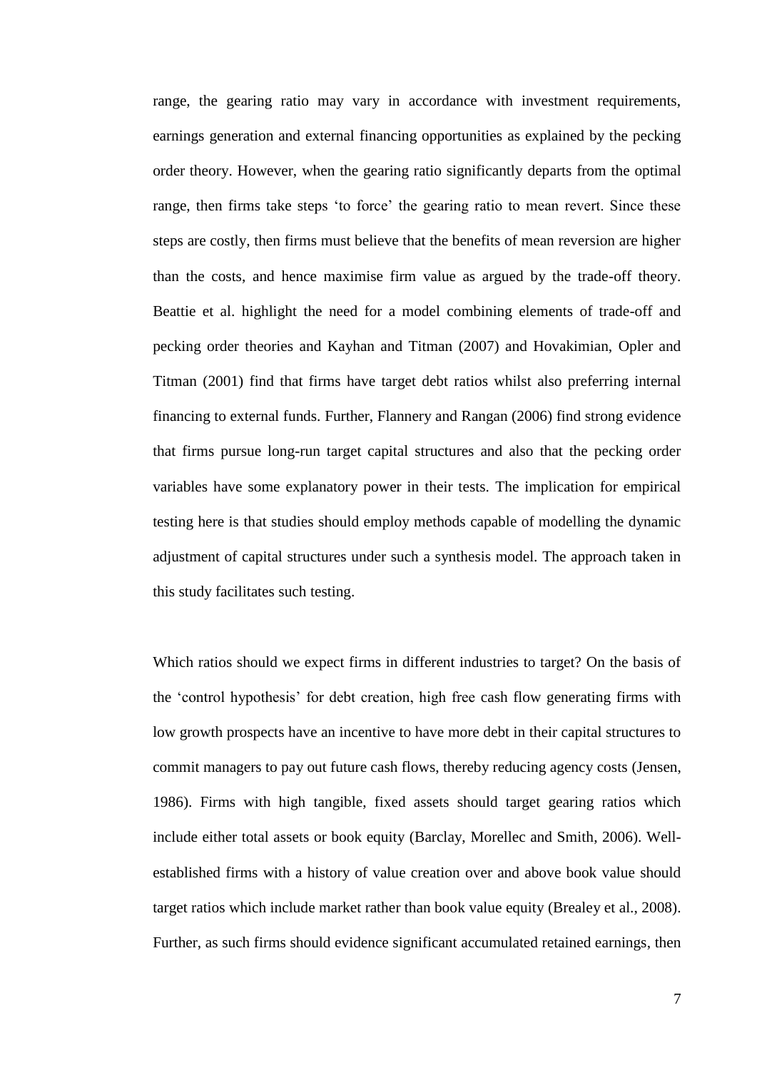range, the gearing ratio may vary in accordance with investment requirements, earnings generation and external financing opportunities as explained by the pecking order theory. However, when the gearing ratio significantly departs from the optimal range, then firms take steps 'to force' the gearing ratio to mean revert. Since these steps are costly, then firms must believe that the benefits of mean reversion are higher than the costs, and hence maximise firm value as argued by the trade-off theory. Beattie et al. highlight the need for a model combining elements of trade-off and pecking order theories and Kayhan and Titman (2007) and Hovakimian, Opler and Titman (2001) find that firms have target debt ratios whilst also preferring internal financing to external funds. Further, Flannery and Rangan (2006) find strong evidence that firms pursue long-run target capital structures and also that the pecking order variables have some explanatory power in their tests. The implication for empirical testing here is that studies should employ methods capable of modelling the dynamic adjustment of capital structures under such a synthesis model. The approach taken in this study facilitates such testing.

Which ratios should we expect firms in different industries to target? On the basis of the 'control hypothesis' for debt creation, high free cash flow generating firms with low growth prospects have an incentive to have more debt in their capital structures to commit managers to pay out future cash flows, thereby reducing agency costs (Jensen, 1986). Firms with high tangible, fixed assets should target gearing ratios which include either total assets or book equity (Barclay, Morellec and Smith, 2006). Well-established firms with a history of value creation over and above book value should target ratios which include market rather than book value equity (Brealey et al., 2008). Further, as such firms should evidence significant accumulated retained earnings, then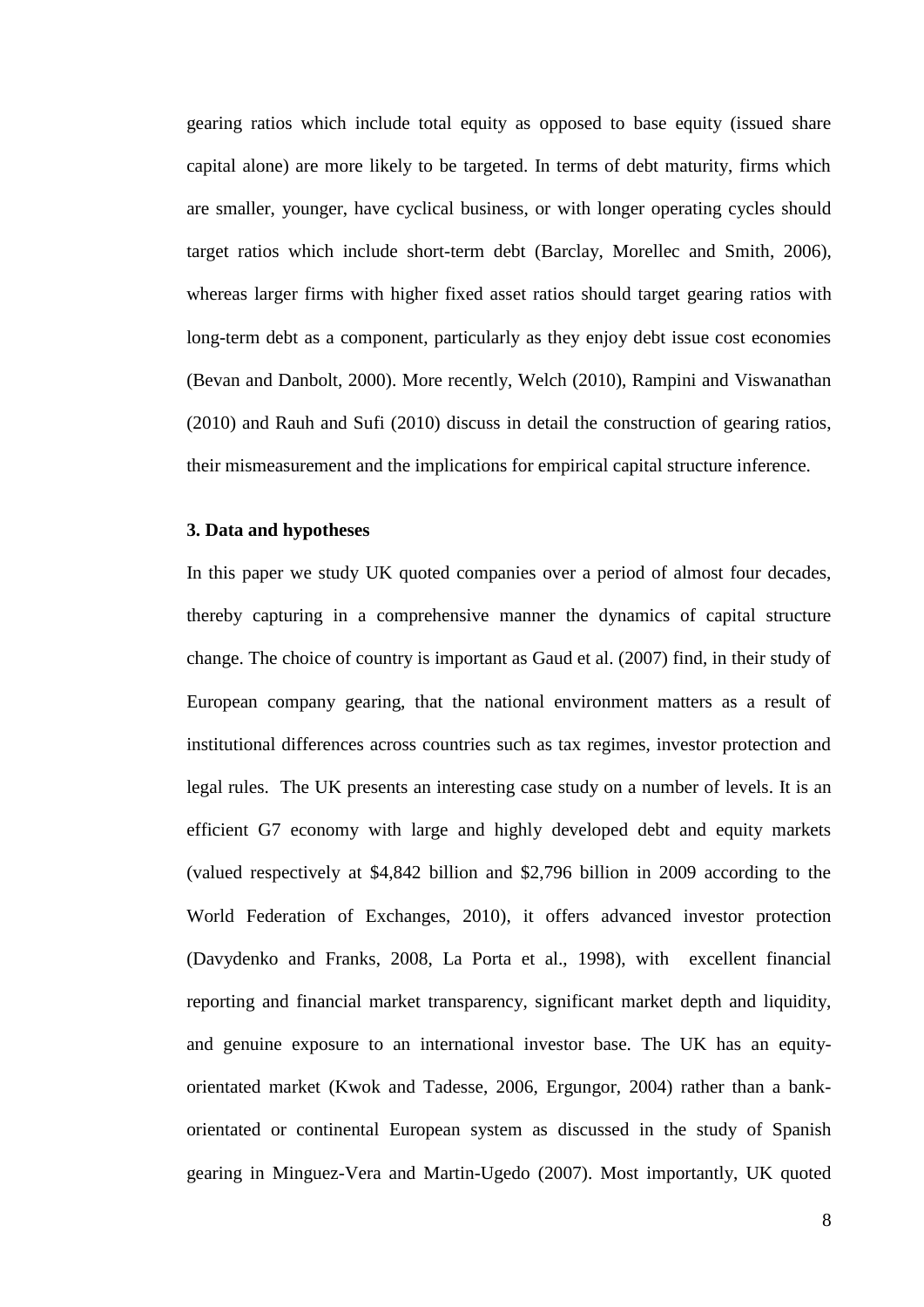gearing ratios which include total equity as opposed to base equity (issued share capital alone) are more likely to be targeted. In terms of debt maturity, firms which are smaller, younger, have cyclical business, or with longer operating cycles should target ratios which include short-term debt (Barclay, Morellec and Smith, 2006), whereas larger firms with higher fixed asset ratios should target gearing ratios with long-term debt as a component, particularly as they enjoy debt issue cost economies (Bevan and Danbolt, 2000). More recently, Welch (2010), Rampini and Viswanathan (2010) and Rauh and Sufi (2010) discuss in detail the construction of gearing ratios, their mismeasurement and the implications for empirical capital structure inference.

### 3. Data and hypotheses

In this paper we study UK quoted companies over a period of almost four decades, thereby capturing in a comprehensive manner the dynamics of capital structure change. The choice of country is important as Gaud et al. (2007) find, in their study of European company gearing, that the national environment matters as a result of institutional differences across countries such as tax regimes, investor protection and legal rules. The UK presents an interesting case study on a number of levels. It is an efficient G7 economy with large and highly developed debt and equity markets (valued respectively at $4,842 billion and $2,796 billion in 2009 according to the World Federation of Exchanges, 2010), it offers advanced investor protection (Davydenko and Franks, 2008, La Porta et al., 1998), with excellent financial reporting and financial market transparency, significant market depth and liquidity, and genuine exposure to an international investor base. The UK has an equity-orientated market (Kwok and Tadesse, 2006, Ergungor, 2004) rather than a bank-orientated or continental European system as discussed in the study of Spanish gearing in Minguez-Vera and Martin-Ugedo (2007). Most importantly, UK quoted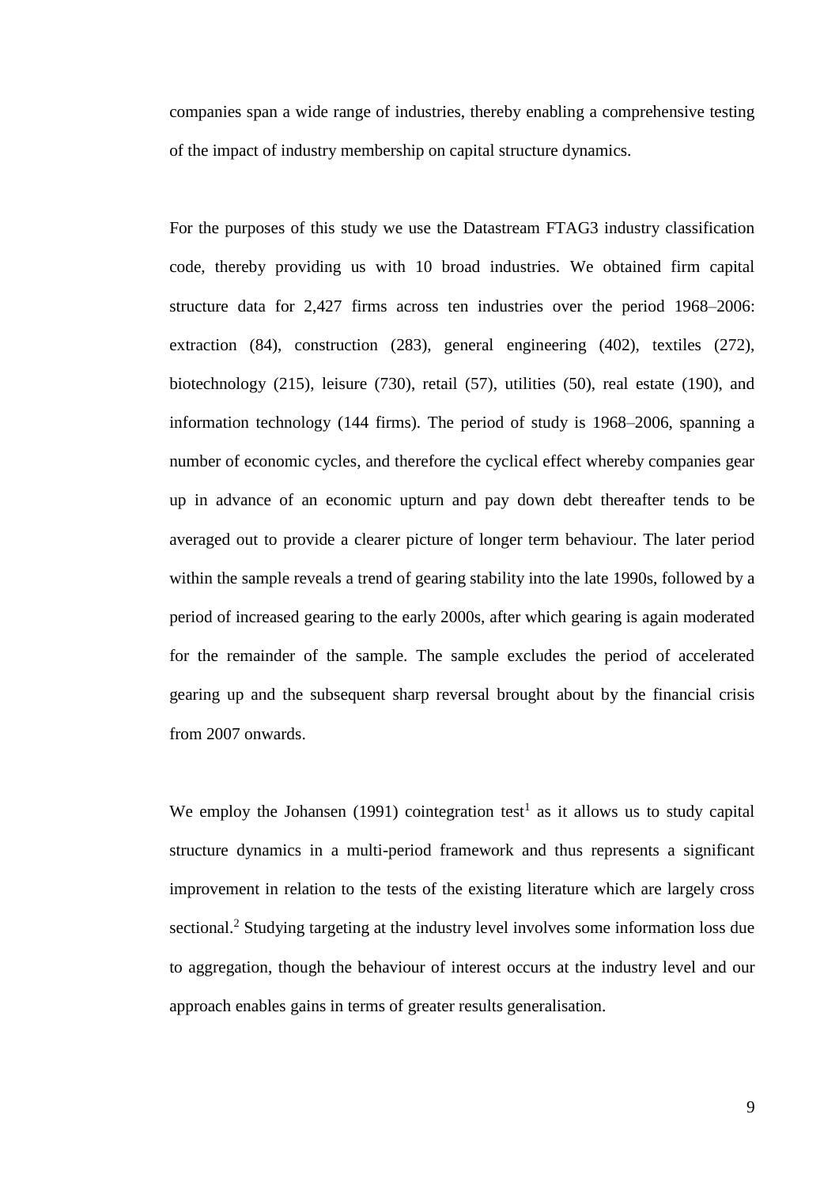companies span a wide range of industries, thereby enabling a comprehensive testing of the impact of industry membership on capital structure dynamics.

For the purposes of this study we use the Datastream FTAG3 industry classification code, thereby providing us with 10 broad industries. We obtained firm capital structure data for 2,427 firms across ten industries over the period 1968–2006: extraction (84), construction (283), general engineering (402), textiles (272), biotechnology (215), leisure (730), retail (57), utilities (50), real estate (190), and information technology (144 firms). The period of study is 1968–2006, spanning a number of economic cycles, and therefore the cyclical effect whereby companies gear up in advance of an economic upturn and pay down debt thereafter tends to be averaged out to provide a clearer picture of longer term behaviour. The later period within the sample reveals a trend of gearing stability into the late 1990s, followed by a period of increased gearing to the early 2000s, after which gearing is again moderated for the remainder of the sample. The sample excludes the period of accelerated gearing up and the subsequent sharp reversal brought about by the financial crisis from 2007 onwards.

We employ the Johansen (1991) cointegration test[1] as it allows us to study capital structure dynamics in a multi-period framework and thus represents a significant improvement in relation to the tests of the existing literature which are largely cross sectional.[2] Studying targeting at the industry level involves some information loss due to aggregation, though the behaviour of interest occurs at the industry level and our approach enables gains in terms of greater results generalisation.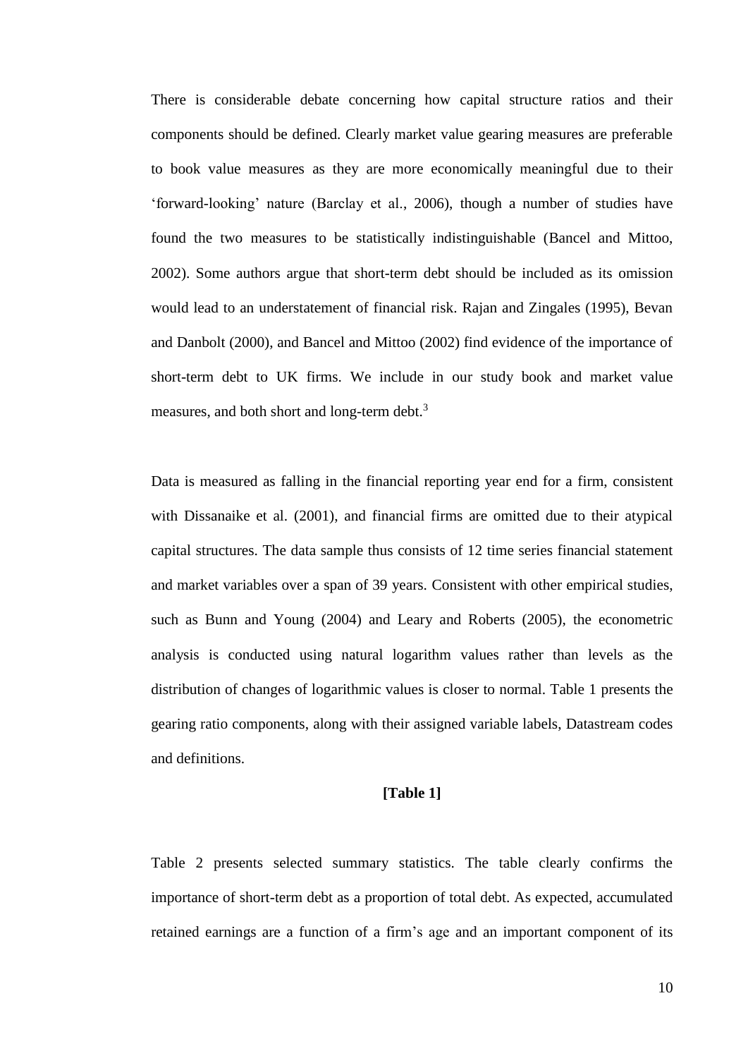There is considerable debate concerning how capital structure ratios and their components should be defined. Clearly market value gearing measures are preferable to book value measures as they are more economically meaningful due to their 'forward-looking' nature (Barclay et al., 2006), though a number of studies have found the two measures to be statistically indistinguishable (Bancel and Mittoo, 2002). Some authors argue that short-term debt should be included as its omission would lead to an understatement of financial risk. Rajan and Zingales (1995), Bevan and Danbolt (2000), and Bancel and Mittoo (2002) find evidence of the importance of short-term debt to UK firms. We include in our study book and market value measures, and both short and long-term debt.[3]

Data is measured as falling in the financial reporting year end for a firm, consistent with Dissanaike et al. (2001), and financial firms are omitted due to their atypical capital structures. The data sample thus consists of 12 time series financial statement and market variables over a span of 39 years. Consistent with other empirical studies, such as Bunn and Young (2004) and Leary and Roberts (2005), the econometric analysis is conducted using natural logarithm values rather than levels as the distribution of changes of logarithmic values is closer to normal. Table 1 presents the gearing ratio components, along with their assigned variable labels, Datastream codes and definitions.

**[Table 1]**

Table 2 presents selected summary statistics. The table clearly confirms the importance of short-term debt as a proportion of total debt. As expected, accumulated retained earnings are a function of a firm's age and an important component of its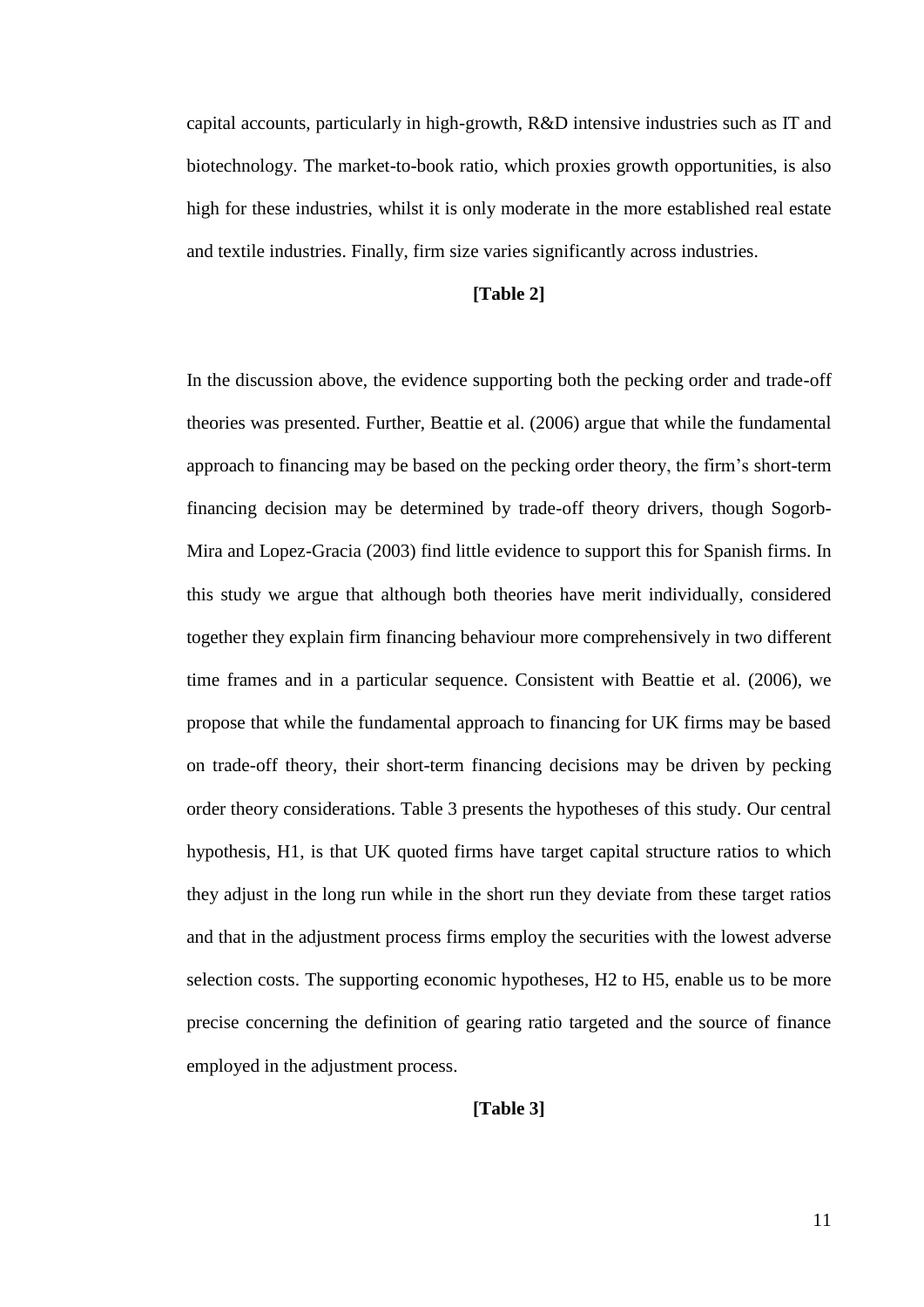capital accounts, particularly in high-growth, R&D intensive industries such as IT and biotechnology. The market-to-book ratio, which proxies growth opportunities, is also high for these industries, whilst it is only moderate in the more established real estate and textile industries. Finally, firm size varies significantly across industries.

**[Table 2]**

In the discussion above, the evidence supporting both the pecking order and trade-off theories was presented. Further, Beattie et al. (2006) argue that while the fundamental approach to financing may be based on the pecking order theory, the firm's short-term financing decision may be determined by trade-off theory drivers, though Sogorb-Mira and Lopez-Gracia (2003) find little evidence to support this for Spanish firms. In this study we argue that although both theories have merit individually, considered together they explain firm financing behaviour more comprehensively in two different time frames and in a particular sequence. Consistent with Beattie et al. (2006), we propose that while the fundamental approach to financing for UK firms may be based on trade-off theory, their short-term financing decisions may be driven by pecking order theory considerations. Table 3 presents the hypotheses of this study. Our central hypothesis, H1, is that UK quoted firms have target capital structure ratios to which they adjust in the long run while in the short run they deviate from these target ratios and that in the adjustment process firms employ the securities with the lowest adverse selection costs. The supporting economic hypotheses, H2 to H5, enable us to be more precise concerning the definition of gearing ratio targeted and the source of finance employed in the adjustment process.

**[Table 3]**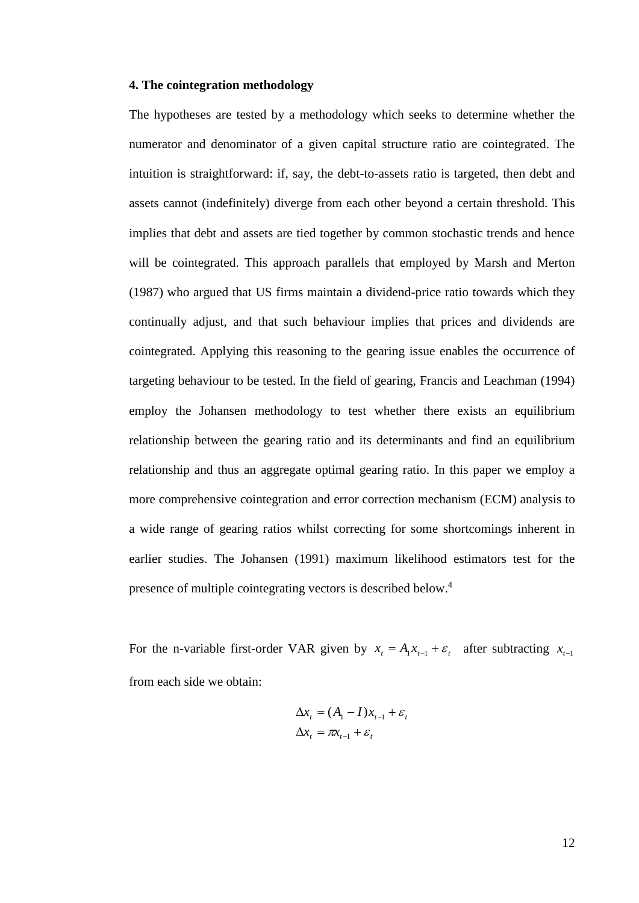### 4. The cointegration methodology

The hypotheses are tested by a methodology which seeks to determine whether the numerator and denominator of a given capital structure ratio are cointegrated. The intuition is straightforward: if, say, the debt-to-assets ratio is targeted, then debt and assets cannot (indefinitely) diverge from each other beyond a certain threshold. This implies that debt and assets are tied together by common stochastic trends and hence will be cointegrated. This approach parallels that employed by Marsh and Merton (1987) who argued that US firms maintain a dividend-price ratio towards which they continually adjust, and that such behaviour implies that prices and dividends are cointegrated. Applying this reasoning to the gearing issue enables the occurrence of targeting behaviour to be tested. In the field of gearing, Francis and Leachman (1994) employ the Johansen methodology to test whether there exists an equilibrium relationship between the gearing ratio and its determinants and find an equilibrium relationship and thus an aggregate optimal gearing ratio. In this paper we employ a more comprehensive cointegration and error correction mechanism (ECM) analysis to a wide range of gearing ratios whilst correcting for some shortcomings inherent in earlier studies. The Johansen (1991) maximum likelihood estimators test for the presence of multiple cointegrating vectors is described below.[4]

For the n-variable first-order VAR given by $x_t = A_1 x_{t-1} + \varepsilon_t$ after subtracting $x_{t-1}$ from each side we obtain:

$$
\begin{aligned}
\Delta x_t &= (A_1 - I)x_{t-1} + \varepsilon_t \\
\Delta x_t &= \pi x_{t-1} + \varepsilon_t
\end{aligned}
$$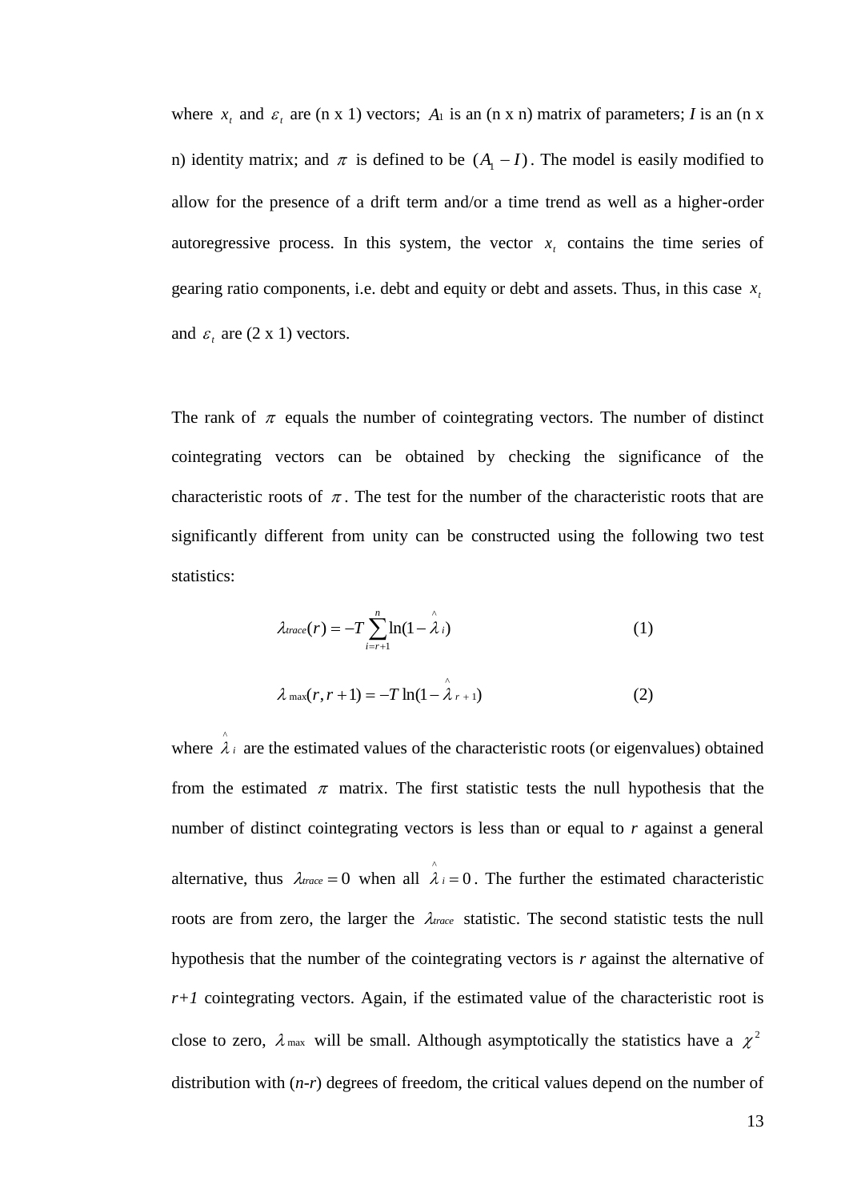where $x_t$ and $\varepsilon_t$ are (n x 1) vectors; $A_1$ is an (n x n) matrix of parameters; *I* is an (n x n) identity matrix; and $\pi$ is defined to be $(A_1 - I)$. The model is easily modified to allow for the presence of a drift term and/or a time trend as well as a higher-order autoregressive process. In this system, the vector $x_t$ contains the time series of gearing ratio components, i.e. debt and equity or debt and assets. Thus, in this case $x_t$ and $\varepsilon_t$ are (2 x 1) vectors.

The rank of $\pi$ equals the number of cointegrating vectors. The number of distinct cointegrating vectors can be obtained by checking the significance of the characteristic roots of $\pi$. The test for the number of the characteristic roots that are significantly different from unity can be constructed using the following two test statistics:

$$\lambda_{trace}(r) = -T \sum_{i=r+1}^{n} \ln(1 - \hat{\lambda}_i) \tag{1}$$

$$\lambda_{\max}(r, r+1) = -T \ln(1 - \hat{\lambda}_{r+1}) \tag{2}$$

where $\hat{\lambda}_i$ are the estimated values of the characteristic roots (or eigenvalues) obtained from the estimated $\pi$ matrix. The first statistic tests the null hypothesis that the number of distinct cointegrating vectors is less than or equal to *r* against a general alternative, thus $\lambda_{trace} = 0$ when all $\hat{\lambda}_i = 0$. The further the estimated characteristic roots are from zero, the larger the $\lambda_{trace}$ statistic. The second statistic tests the null hypothesis that the number of the cointegrating vectors is *r* against the alternative of *r+1* cointegrating vectors. Again, if the estimated value of the characteristic root is close to zero, $\lambda_{\max}$ will be small. Although asymptotically the statistics have a $\chi^2$ distribution with (*n*-*r*) degrees of freedom, the critical values depend on the number of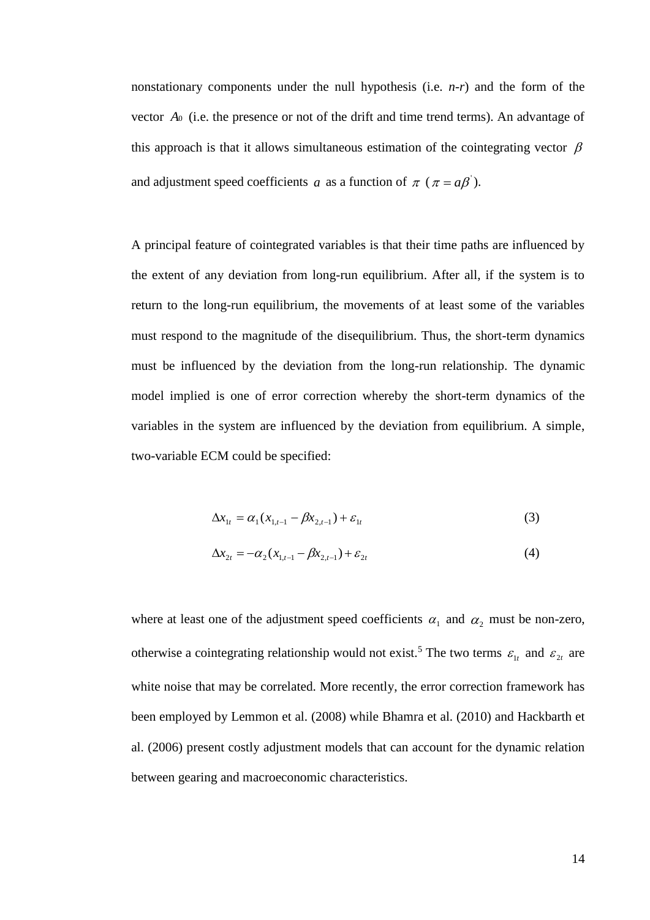nonstationary components under the null hypothesis (i.e. *n-r*) and the form of the vector $A_0$ (i.e. the presence or not of the drift and time trend terms). An advantage of this approach is that it allows simultaneous estimation of the cointegrating vector $\beta$ and adjustment speed coefficients $a$ as a function of $\pi$ ($\pi = a\beta^{'}$).

A principal feature of cointegrated variables is that their time paths are influenced by the extent of any deviation from long-run equilibrium. After all, if the system is to return to the long-run equilibrium, the movements of at least some of the variables must respond to the magnitude of the disequilibrium. Thus, the short-term dynamics must be influenced by the deviation from the long-run relationship. The dynamic model implied is one of error correction whereby the short-term dynamics of the variables in the system are influenced by the deviation from equilibrium. A simple, two-variable ECM could be specified:

$$\Delta x_{1t} = \alpha_1 (x_{1,t-1} - \beta x_{2,t-1}) + \varepsilon_{1t} \tag{3}$$

$$\Delta x_{2t} = -\alpha_2 (x_{1,t-1} - \beta x_{2,t-1}) + \varepsilon_{2t} \tag{4}$$

where at least one of the adjustment speed coefficients $\alpha_1$ and $\alpha_2$ must be non-zero, otherwise a cointegrating relationship would not exist.[5] The two terms $\varepsilon_{1t}$ and $\varepsilon_{2t}$ are white noise that may be correlated. More recently, the error correction framework has been employed by Lemmon et al. (2008) while Bhamra et al. (2010) and Hackbarth et al. (2006) present costly adjustment models that can account for the dynamic relation between gearing and macroeconomic characteristics.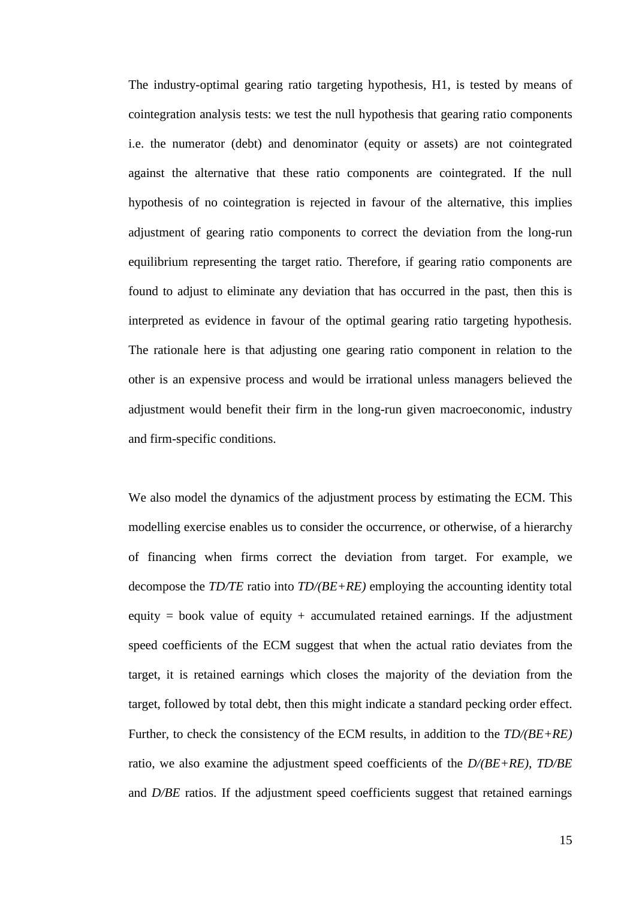The industry-optimal gearing ratio targeting hypothesis, H1, is tested by means of cointegration analysis tests: we test the null hypothesis that gearing ratio components i.e. the numerator (debt) and denominator (equity or assets) are not cointegrated against the alternative that these ratio components are cointegrated. If the null hypothesis of no cointegration is rejected in favour of the alternative, this implies adjustment of gearing ratio components to correct the deviation from the long-run equilibrium representing the target ratio. Therefore, if gearing ratio components are found to adjust to eliminate any deviation that has occurred in the past, then this is interpreted as evidence in favour of the optimal gearing ratio targeting hypothesis. The rationale here is that adjusting one gearing ratio component in relation to the other is an expensive process and would be irrational unless managers believed the adjustment would benefit their firm in the long-run given macroeconomic, industry and firm-specific conditions.

We also model the dynamics of the adjustment process by estimating the ECM. This modelling exercise enables us to consider the occurrence, or otherwise, of a hierarchy of financing when firms correct the deviation from target. For example, we decompose the *TD/TE* ratio into *TD/(BE+RE)* employing the accounting identity total equity = book value of equity + accumulated retained earnings. If the adjustment speed coefficients of the ECM suggest that when the actual ratio deviates from the target, it is retained earnings which closes the majority of the deviation from the target, followed by total debt, then this might indicate a standard pecking order effect. Further, to check the consistency of the ECM results, in addition to the *TD/(BE+RE)* ratio, we also examine the adjustment speed coefficients of the *D/(BE+RE)*, *TD/BE* and *D/BE* ratios. If the adjustment speed coefficients suggest that retained earnings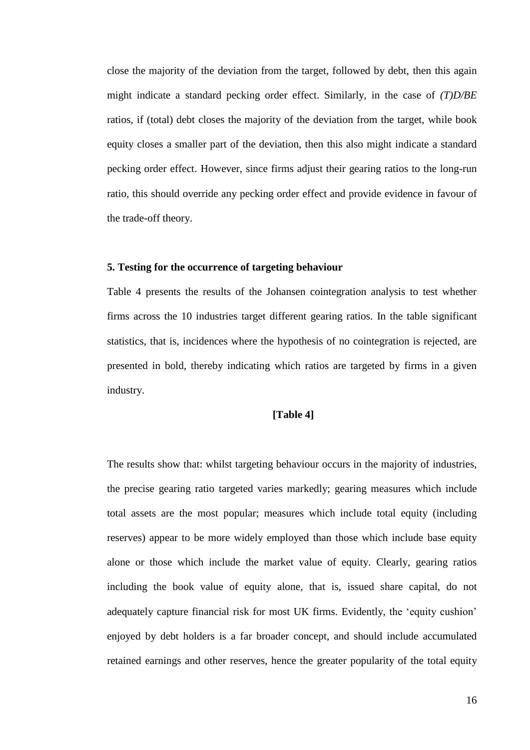close the majority of the deviation from the target, followed by debt, then this again might indicate a standard pecking order effect. Similarly, in the case of *(T)D/BE* ratios, if (total) debt closes the majority of the deviation from the target, while book equity closes a smaller part of the deviation, then this also might indicate a standard pecking order effect. However, since firms adjust their gearing ratios to the long-run ratio, this should override any pecking order effect and provide evidence in favour of the trade-off theory.

## 5. Testing for the occurrence of targeting behaviour

Table 4 presents the results of the Johansen cointegration analysis to test whether firms across the 10 industries target different gearing ratios. In the table significant statistics, that is, incidences where the hypothesis of no cointegration is rejected, are presented in bold, thereby indicating which ratios are targeted by firms in a given industry.

**[Table 4]**

The results show that: whilst targeting behaviour occurs in the majority of industries, the precise gearing ratio targeted varies markedly; gearing measures which include total assets are the most popular; measures which include total equity (including reserves) appear to be more widely employed than those which include base equity alone or those which include the market value of equity. Clearly, gearing ratios including the book value of equity alone, that is, issued share capital, do not adequately capture financial risk for most UK firms. Evidently, the 'equity cushion' enjoyed by debt holders is a far broader concept, and should include accumulated retained earnings and other reserves, hence the greater popularity of the total equity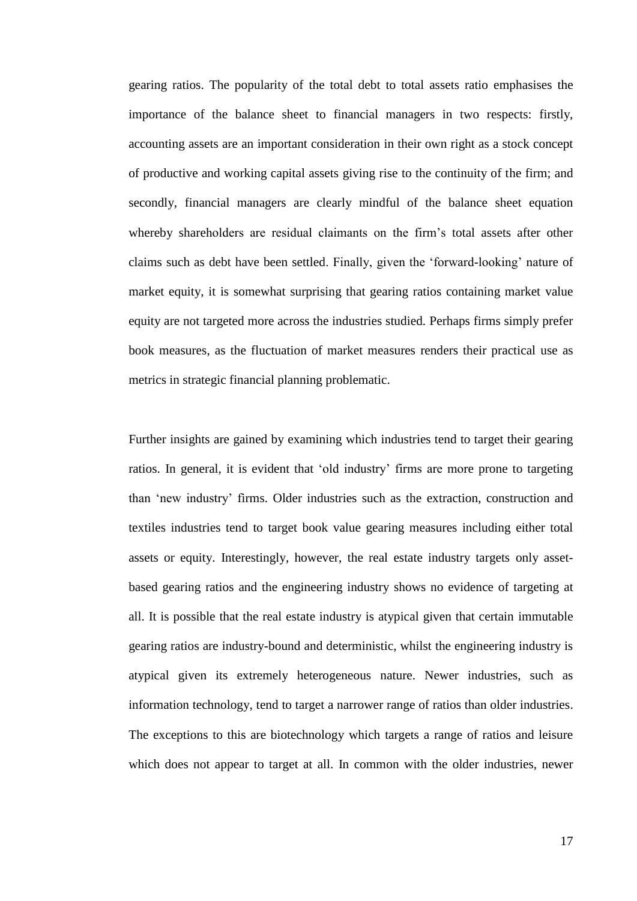gearing ratios. The popularity of the total debt to total assets ratio emphasises the importance of the balance sheet to financial managers in two respects: firstly, accounting assets are an important consideration in their own right as a stock concept of productive and working capital assets giving rise to the continuity of the firm; and secondly, financial managers are clearly mindful of the balance sheet equation whereby shareholders are residual claimants on the firm's total assets after other claims such as debt have been settled. Finally, given the 'forward-looking' nature of market equity, it is somewhat surprising that gearing ratios containing market value equity are not targeted more across the industries studied. Perhaps firms simply prefer book measures, as the fluctuation of market measures renders their practical use as metrics in strategic financial planning problematic.

Further insights are gained by examining which industries tend to target their gearing ratios. In general, it is evident that 'old industry' firms are more prone to targeting than 'new industry' firms. Older industries such as the extraction, construction and textiles industries tend to target book value gearing measures including either total assets or equity. Interestingly, however, the real estate industry targets only asset-based gearing ratios and the engineering industry shows no evidence of targeting at all. It is possible that the real estate industry is atypical given that certain immutable gearing ratios are industry-bound and deterministic, whilst the engineering industry is atypical given its extremely heterogeneous nature. Newer industries, such as information technology, tend to target a narrower range of ratios than older industries. The exceptions to this are biotechnology which targets a range of ratios and leisure which does not appear to target at all. In common with the older industries, newer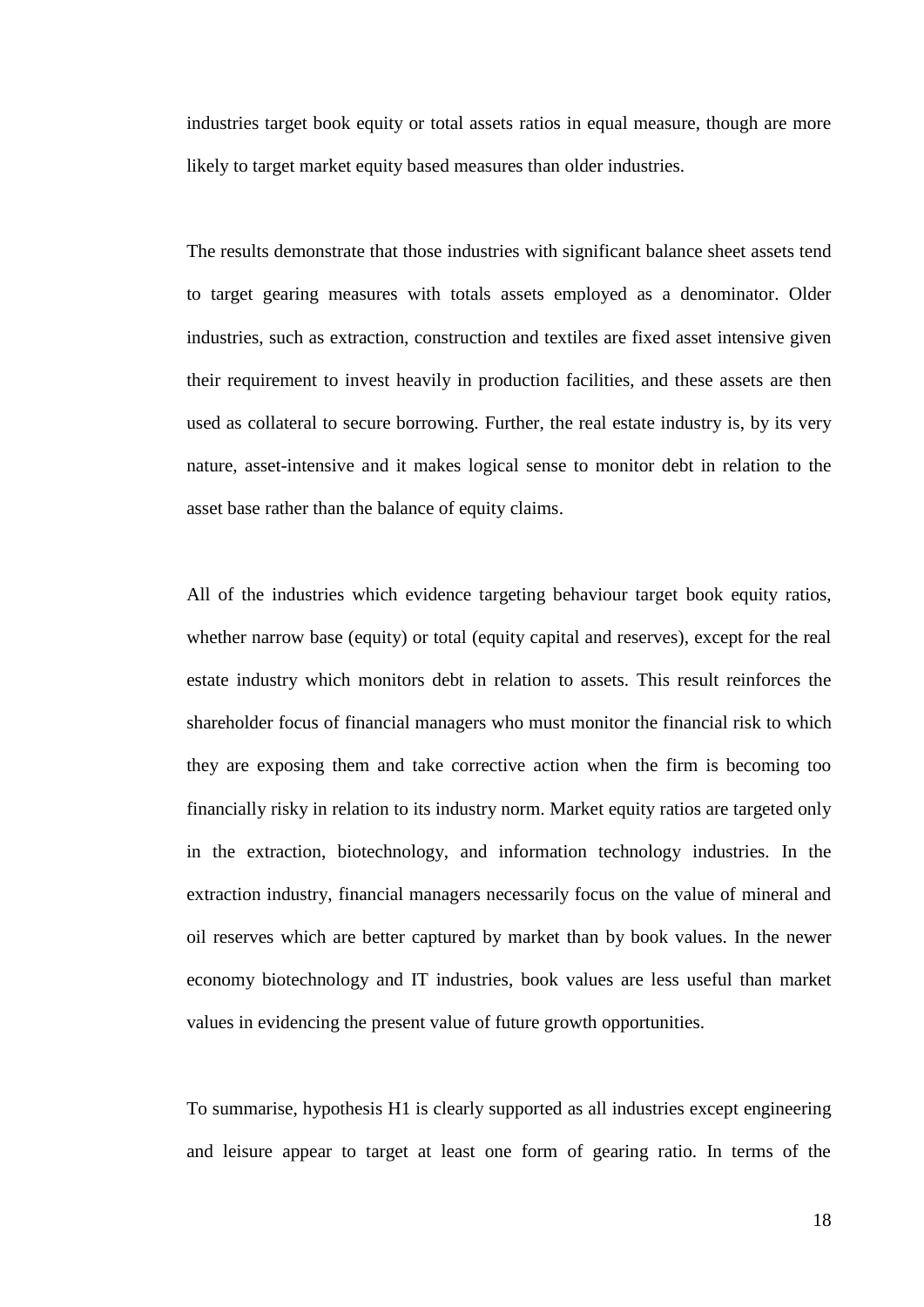industries target book equity or total assets ratios in equal measure, though are more likely to target market equity based measures than older industries.

The results demonstrate that those industries with significant balance sheet assets tend to target gearing measures with totals assets employed as a denominator. Older industries, such as extraction, construction and textiles are fixed asset intensive given their requirement to invest heavily in production facilities, and these assets are then used as collateral to secure borrowing. Further, the real estate industry is, by its very nature, asset-intensive and it makes logical sense to monitor debt in relation to the asset base rather than the balance of equity claims.

All of the industries which evidence targeting behaviour target book equity ratios, whether narrow base (equity) or total (equity capital and reserves), except for the real estate industry which monitors debt in relation to assets. This result reinforces the shareholder focus of financial managers who must monitor the financial risk to which they are exposing them and take corrective action when the firm is becoming too financially risky in relation to its industry norm. Market equity ratios are targeted only in the extraction, biotechnology, and information technology industries. In the extraction industry, financial managers necessarily focus on the value of mineral and oil reserves which are better captured by market than by book values. In the newer economy biotechnology and IT industries, book values are less useful than market values in evidencing the present value of future growth opportunities.

To summarise, hypothesis H1 is clearly supported as all industries except engineering and leisure appear to target at least one form of gearing ratio. In terms of the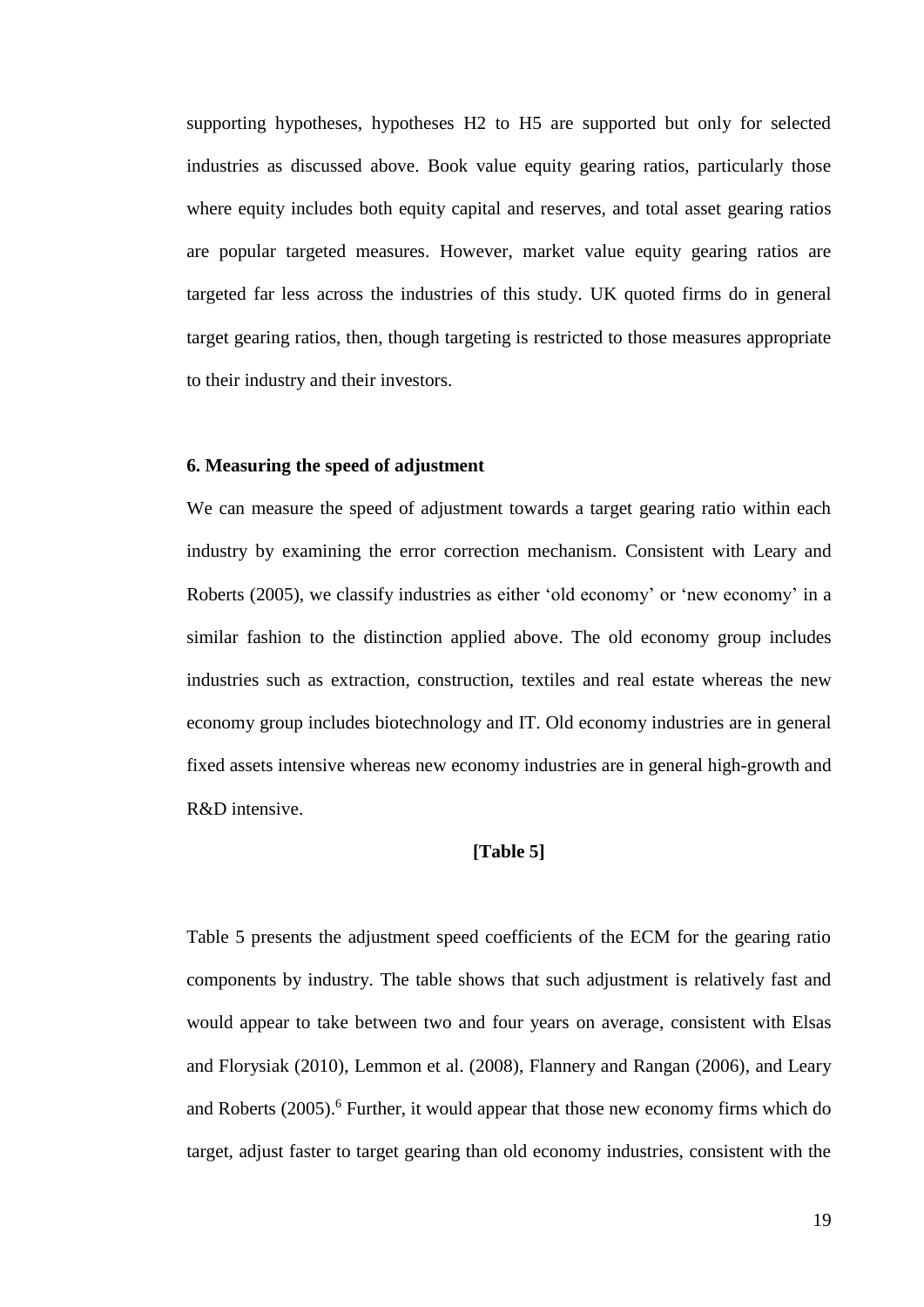supporting hypotheses, hypotheses H2 to H5 are supported but only for selected industries as discussed above. Book value equity gearing ratios, particularly those where equity includes both equity capital and reserves, and total asset gearing ratios are popular targeted measures. However, market value equity gearing ratios are targeted far less across the industries of this study. UK quoted firms do in general target gearing ratios, then, though targeting is restricted to those measures appropriate to their industry and their investors.

## 6. Measuring the speed of adjustment

We can measure the speed of adjustment towards a target gearing ratio within each industry by examining the error correction mechanism. Consistent with Leary and Roberts (2005), we classify industries as either 'old economy' or 'new economy' in a similar fashion to the distinction applied above. The old economy group includes industries such as extraction, construction, textiles and real estate whereas the new economy group includes biotechnology and IT. Old economy industries are in general fixed assets intensive whereas new economy industries are in general high-growth and R&D intensive.

**[Table 5]**

Table 5 presents the adjustment speed coefficients of the ECM for the gearing ratio components by industry. The table shows that such adjustment is relatively fast and would appear to take between two and four years on average, consistent with Elsas and Florysiak (2010), Lemmon et al. (2008), Flannery and Rangan (2006), and Leary and Roberts (2005).[6] Further, it would appear that those new economy firms which do target, adjust faster to target gearing than old economy industries, consistent with the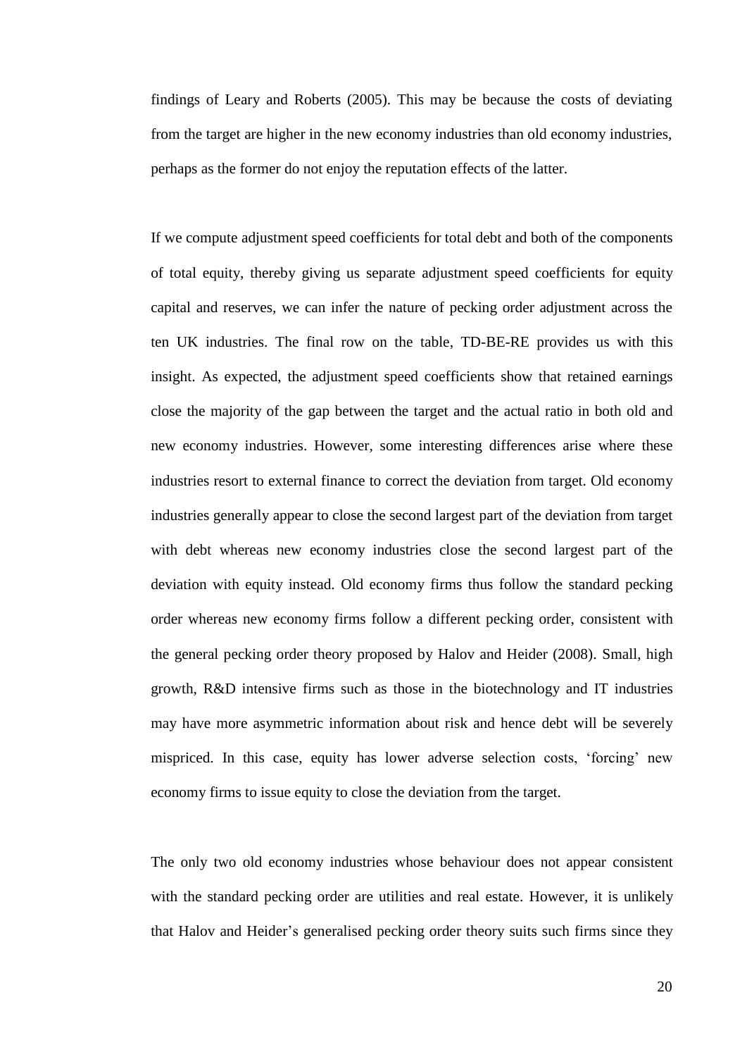findings of Leary and Roberts (2005). This may be because the costs of deviating from the target are higher in the new economy industries than old economy industries, perhaps as the former do not enjoy the reputation effects of the latter.

If we compute adjustment speed coefficients for total debt and both of the components of total equity, thereby giving us separate adjustment speed coefficients for equity capital and reserves, we can infer the nature of pecking order adjustment across the ten UK industries. The final row on the table, TD-BE-RE provides us with this insight. As expected, the adjustment speed coefficients show that retained earnings close the majority of the gap between the target and the actual ratio in both old and new economy industries. However, some interesting differences arise where these industries resort to external finance to correct the deviation from target. Old economy industries generally appear to close the second largest part of the deviation from target with debt whereas new economy industries close the second largest part of the deviation with equity instead. Old economy firms thus follow the standard pecking order whereas new economy firms follow a different pecking order, consistent with the general pecking order theory proposed by Halov and Heider (2008). Small, high growth, R&D intensive firms such as those in the biotechnology and IT industries may have more asymmetric information about risk and hence debt will be severely mispriced. In this case, equity has lower adverse selection costs, 'forcing' new economy firms to issue equity to close the deviation from the target.

The only two old economy industries whose behaviour does not appear consistent with the standard pecking order are utilities and real estate. However, it is unlikely that Halov and Heider's generalised pecking order theory suits such firms since they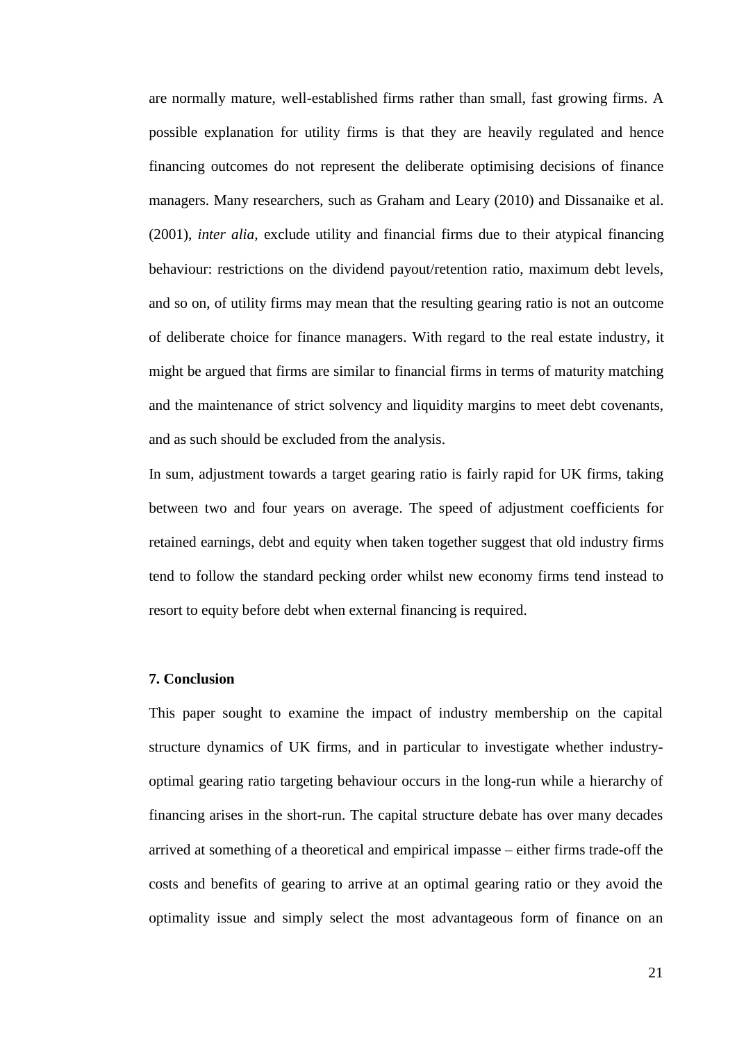are normally mature, well-established firms rather than small, fast growing firms. A possible explanation for utility firms is that they are heavily regulated and hence financing outcomes do not represent the deliberate optimising decisions of finance managers. Many researchers, such as Graham and Leary (2010) and Dissanaike et al. (2001), *inter alia,* exclude utility and financial firms due to their atypical financing behaviour: restrictions on the dividend payout/retention ratio, maximum debt levels, and so on, of utility firms may mean that the resulting gearing ratio is not an outcome of deliberate choice for finance managers. With regard to the real estate industry, it might be argued that firms are similar to financial firms in terms of maturity matching and the maintenance of strict solvency and liquidity margins to meet debt covenants, and as such should be excluded from the analysis.

In sum, adjustment towards a target gearing ratio is fairly rapid for UK firms, taking between two and four years on average. The speed of adjustment coefficients for retained earnings, debt and equity when taken together suggest that old industry firms tend to follow the standard pecking order whilst new economy firms tend instead to resort to equity before debt when external financing is required.

## 7. Conclusion

This paper sought to examine the impact of industry membership on the capital structure dynamics of UK firms, and in particular to investigate whether industry-optimal gearing ratio targeting behaviour occurs in the long-run while a hierarchy of financing arises in the short-run. The capital structure debate has over many decades arrived at something of a theoretical and empirical impasse – either firms trade-off the costs and benefits of gearing to arrive at an optimal gearing ratio or they avoid the optimality issue and simply select the most advantageous form of finance on an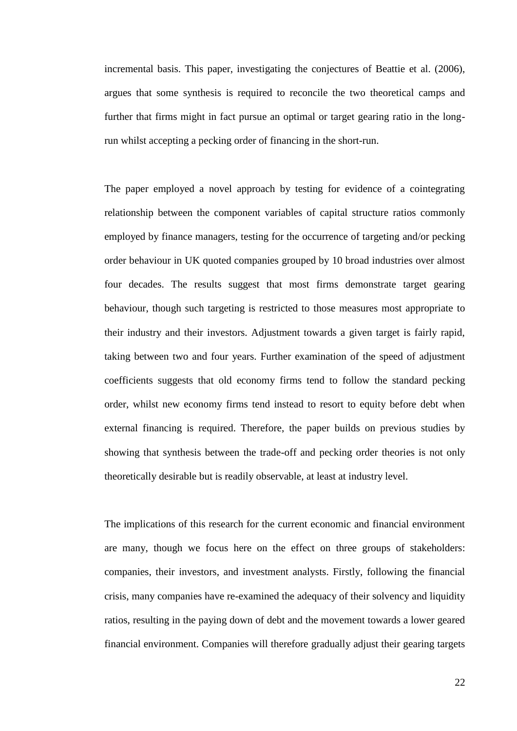incremental basis. This paper, investigating the conjectures of Beattie et al. (2006), argues that some synthesis is required to reconcile the two theoretical camps and further that firms might in fact pursue an optimal or target gearing ratio in the long-run whilst accepting a pecking order of financing in the short-run.

The paper employed a novel approach by testing for evidence of a cointegrating relationship between the component variables of capital structure ratios commonly employed by finance managers, testing for the occurrence of targeting and/or pecking order behaviour in UK quoted companies grouped by 10 broad industries over almost four decades. The results suggest that most firms demonstrate target gearing behaviour, though such targeting is restricted to those measures most appropriate to their industry and their investors. Adjustment towards a given target is fairly rapid, taking between two and four years. Further examination of the speed of adjustment coefficients suggests that old economy firms tend to follow the standard pecking order, whilst new economy firms tend instead to resort to equity before debt when external financing is required. Therefore, the paper builds on previous studies by showing that synthesis between the trade-off and pecking order theories is not only theoretically desirable but is readily observable, at least at industry level.

The implications of this research for the current economic and financial environment are many, though we focus here on the effect on three groups of stakeholders: companies, their investors, and investment analysts. Firstly, following the financial crisis, many companies have re-examined the adequacy of their solvency and liquidity ratios, resulting in the paying down of debt and the movement towards a lower geared financial environment. Companies will therefore gradually adjust their gearing targets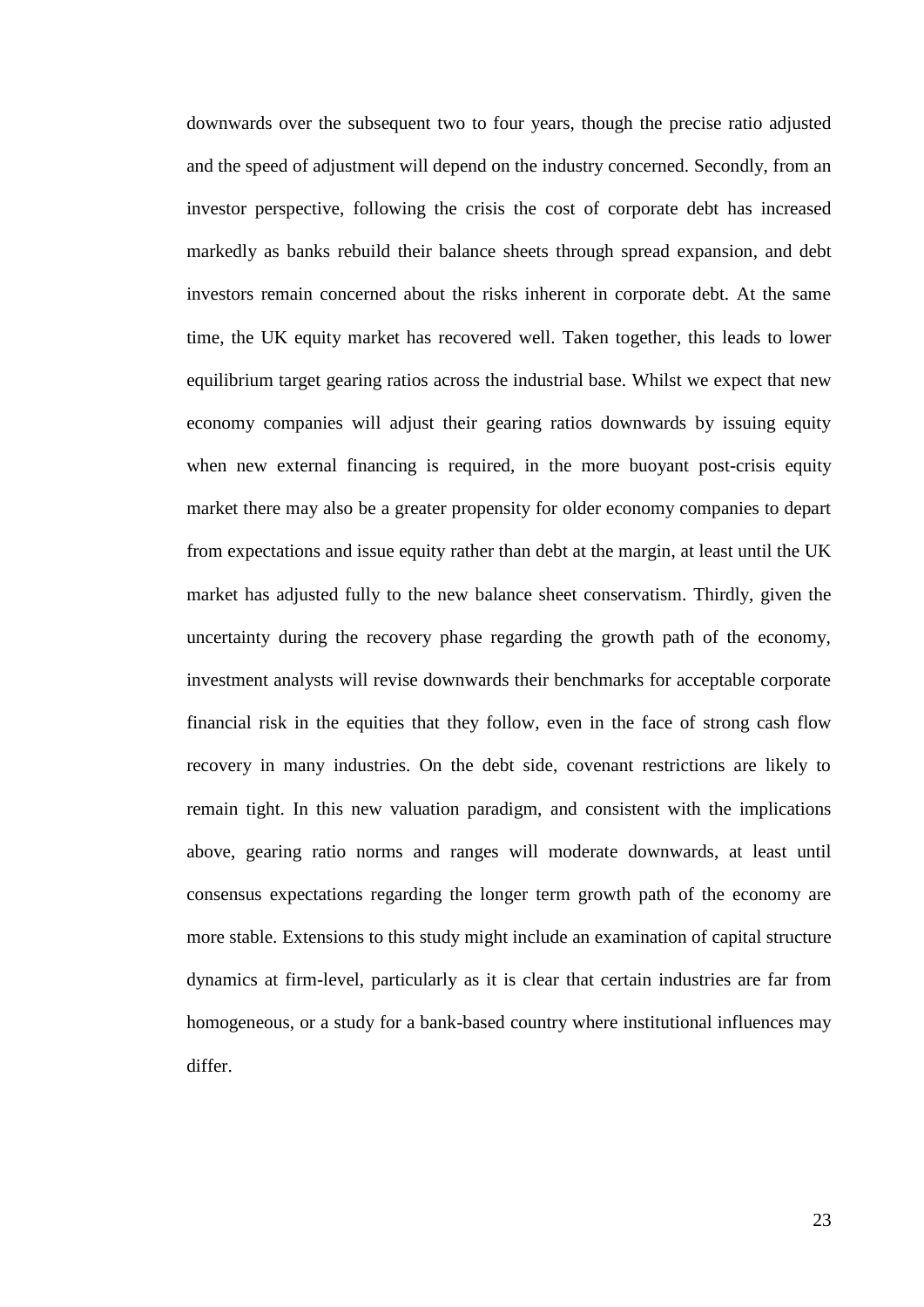downwards over the subsequent two to four years, though the precise ratio adjusted and the speed of adjustment will depend on the industry concerned. Secondly, from an investor perspective, following the crisis the cost of corporate debt has increased markedly as banks rebuild their balance sheets through spread expansion, and debt investors remain concerned about the risks inherent in corporate debt. At the same time, the UK equity market has recovered well. Taken together, this leads to lower equilibrium target gearing ratios across the industrial base. Whilst we expect that new economy companies will adjust their gearing ratios downwards by issuing equity when new external financing is required, in the more buoyant post-crisis equity market there may also be a greater propensity for older economy companies to depart from expectations and issue equity rather than debt at the margin, at least until the UK market has adjusted fully to the new balance sheet conservatism. Thirdly, given the uncertainty during the recovery phase regarding the growth path of the economy, investment analysts will revise downwards their benchmarks for acceptable corporate financial risk in the equities that they follow, even in the face of strong cash flow recovery in many industries. On the debt side, covenant restrictions are likely to remain tight. In this new valuation paradigm, and consistent with the implications above, gearing ratio norms and ranges will moderate downwards, at least until consensus expectations regarding the longer term growth path of the economy are more stable. Extensions to this study might include an examination of capital structure dynamics at firm-level, particularly as it is clear that certain industries are far from homogeneous, or a study for a bank-based country where institutional influences may differ.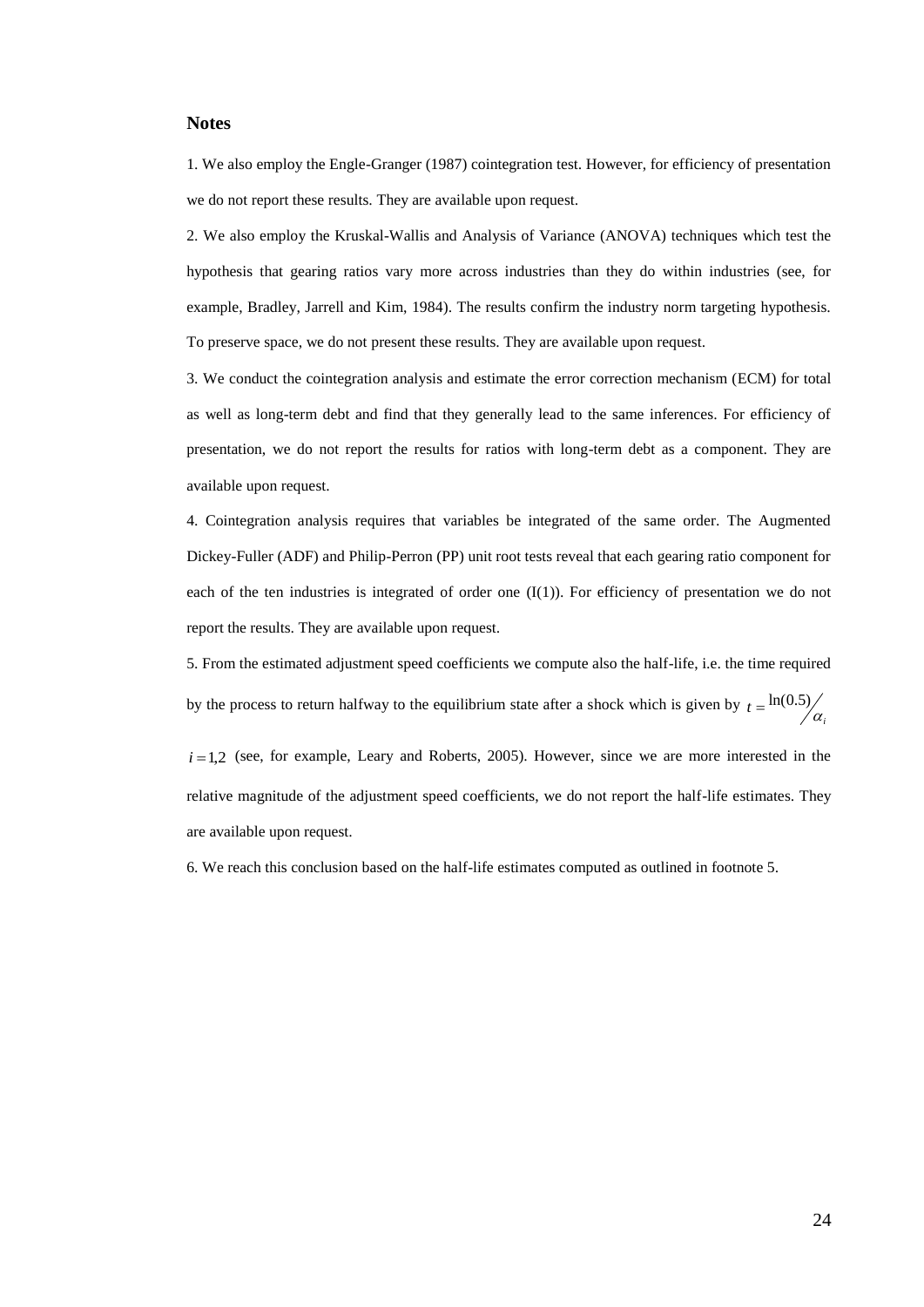## Notes

1. We also employ the Engle-Granger (1987) cointegration test. However, for efficiency of presentation we do not report these results. They are available upon request.

2. We also employ the Kruskal-Wallis and Analysis of Variance (ANOVA) techniques which test the hypothesis that gearing ratios vary more across industries than they do within industries (see, for example, Bradley, Jarrell and Kim, 1984). The results confirm the industry norm targeting hypothesis. To preserve space, we do not present these results. They are available upon request.

3. We conduct the cointegration analysis and estimate the error correction mechanism (ECM) for total as well as long-term debt and find that they generally lead to the same inferences. For efficiency of presentation, we do not report the results for ratios with long-term debt as a component. They are available upon request.

4. Cointegration analysis requires that variables be integrated of the same order. The Augmented Dickey-Fuller (ADF) and Philip-Perron (PP) unit root tests reveal that each gearing ratio component for each of the ten industries is integrated of order one (I(1)). For efficiency of presentation we do not report the results. They are available upon request.

5. From the estimated adjustment speed coefficients we compute also the half-life, i.e. the time required by the process to return halfway to the equilibrium state after a shock which is given by $t = \ln(0.5)/\alpha_i$ $i = 1,2$ (see, for example, Leary and Roberts, 2005). However, since we are more interested in the relative magnitude of the adjustment speed coefficients, we do not report the half-life estimates. They are available upon request.

6. We reach this conclusion based on the half-life estimates computed as outlined in footnote 5.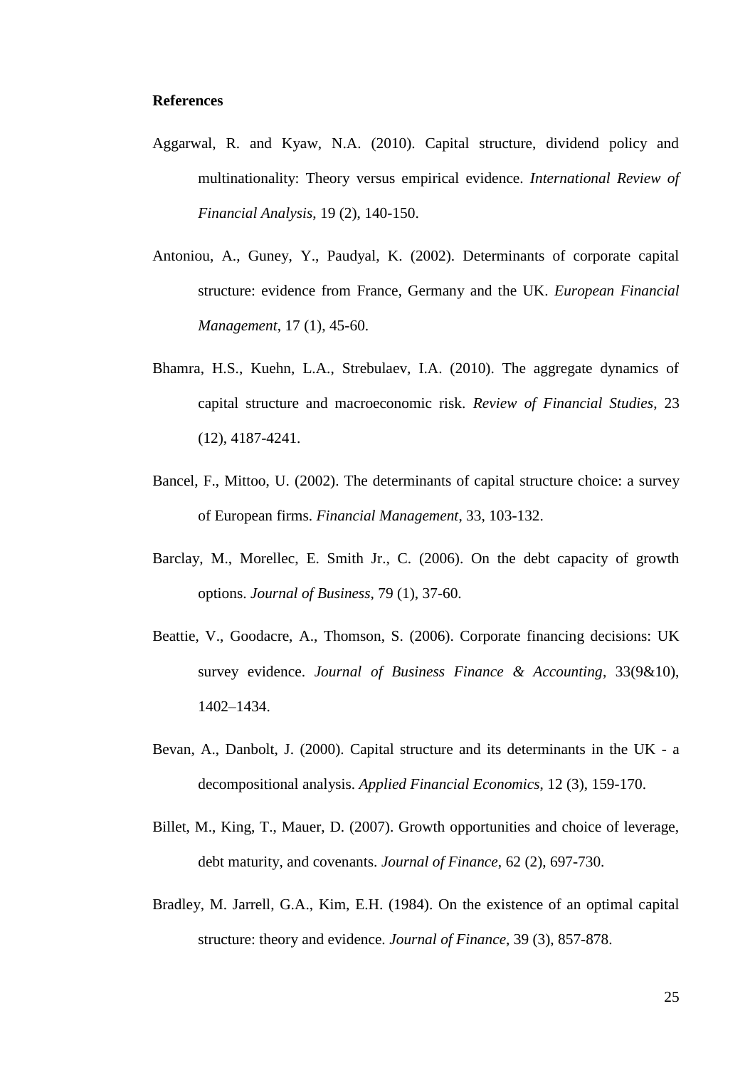**References**

Aggarwal, R. and Kyaw, N.A. (2010). Capital structure, dividend policy and multinationality: Theory versus empirical evidence. *International Review of Financial Analysis*, 19 (2), 140-150.

Antoniou, A., Guney, Y., Paudyal, K. (2002). Determinants of corporate capital structure: evidence from France, Germany and the UK. *European Financial Management*, 17 (1), 45-60.

Bhamra, H.S., Kuehn, L.A., Strebulaev, I.A. (2010). The aggregate dynamics of capital structure and macroeconomic risk. *Review of Financial Studies*, 23 (12), 4187-4241.

Bancel, F., Mittoo, U. (2002). The determinants of capital structure choice: a survey of European firms. *Financial Management*, 33, 103-132.

Barclay, M., Morellec, E. Smith Jr., C. (2006). On the debt capacity of growth options. *Journal of Business*, 79 (1), 37-60.

Beattie, V., Goodacre, A., Thomson, S. (2006). Corporate financing decisions: UK survey evidence. *Journal of Business Finance & Accounting*, 33(9&10), 1402–1434.

Bevan, A., Danbolt, J. (2000). Capital structure and its determinants in the UK - a decompositional analysis. *Applied Financial Economics*, 12 (3), 159-170.

Billet, M., King, T., Mauer, D. (2007). Growth opportunities and choice of leverage, debt maturity, and covenants. *Journal of Finance*, 62 (2), 697-730.

Bradley, M. Jarrell, G.A., Kim, E.H. (1984). On the existence of an optimal capital structure: theory and evidence. *Journal of Finance*, 39 (3), 857-878.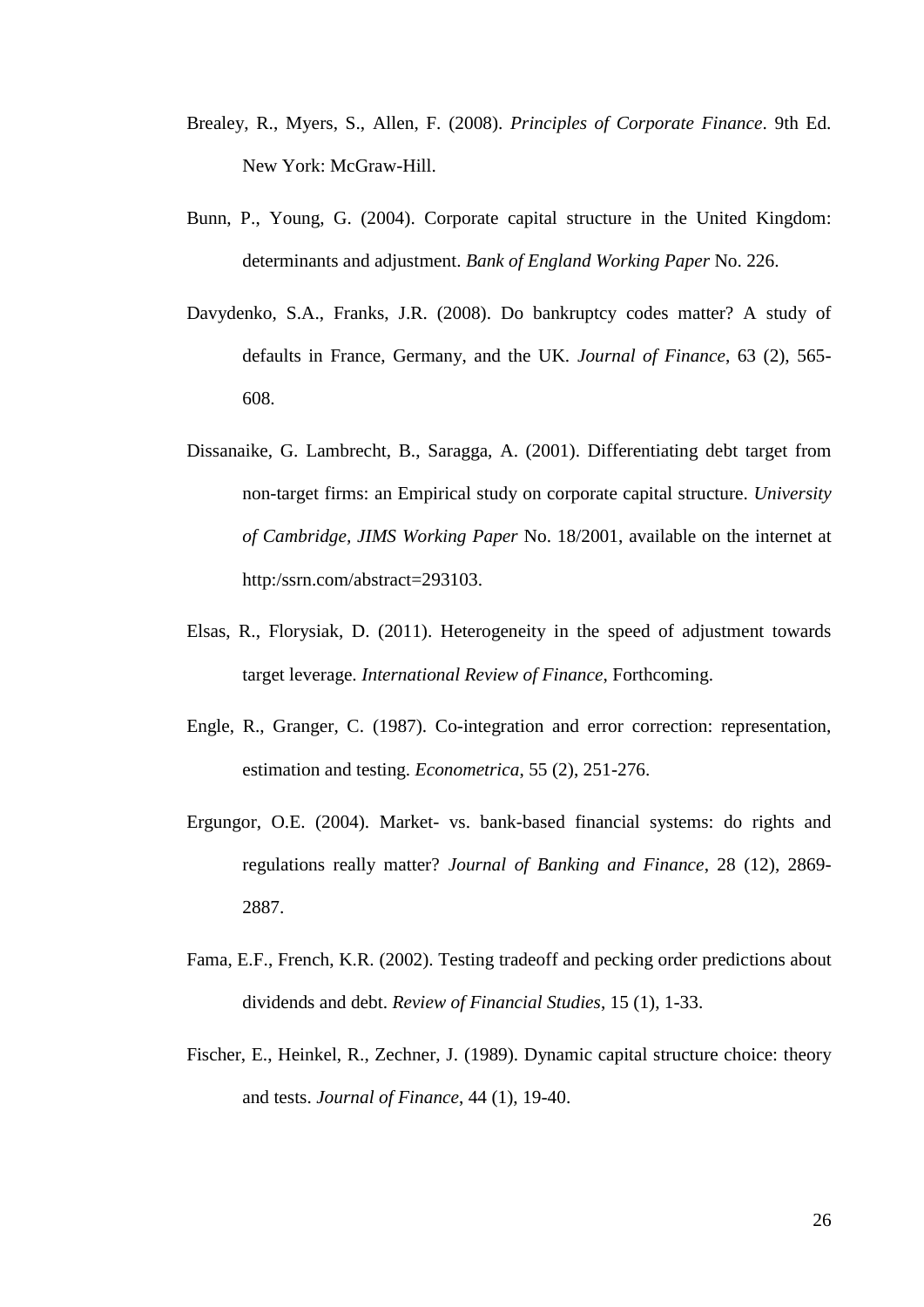Brealey, R., Myers, S., Allen, F. (2008). *Principles of Corporate Finance*. 9th Ed. New York: McGraw-Hill.

Bunn, P., Young, G. (2004). Corporate capital structure in the United Kingdom: determinants and adjustment. *Bank of England Working Paper* No. 226.

Davydenko, S.A., Franks, J.R. (2008). Do bankruptcy codes matter? A study of defaults in France, Germany, and the UK. *Journal of Finance*, 63 (2), 565-608.

Dissanaike, G. Lambrecht, B., Saragga, A. (2001). Differentiating debt target from non-target firms: an Empirical study on corporate capital structure. *University of Cambridge, JIMS Working Paper* No. 18/2001, available on the internet at http:/ssrn.com/abstract=293103.

Elsas, R., Florysiak, D. (2011). Heterogeneity in the speed of adjustment towards target leverage. *International Review of Finance*, Forthcoming.

Engle, R., Granger, C. (1987). Co-integration and error correction: representation, estimation and testing. *Econometrica*, 55 (2), 251-276.

Ergungor, O.E. (2004). Market- vs. bank-based financial systems: do rights and regulations really matter? *Journal of Banking and Finance*, 28 (12), 2869-2887.

Fama, E.F., French, K.R. (2002). Testing tradeoff and pecking order predictions about dividends and debt. *Review of Financial Studies*, 15 (1), 1-33.

Fischer, E., Heinkel, R., Zechner, J. (1989). Dynamic capital structure choice: theory and tests. *Journal of Finance*, 44 (1), 19-40.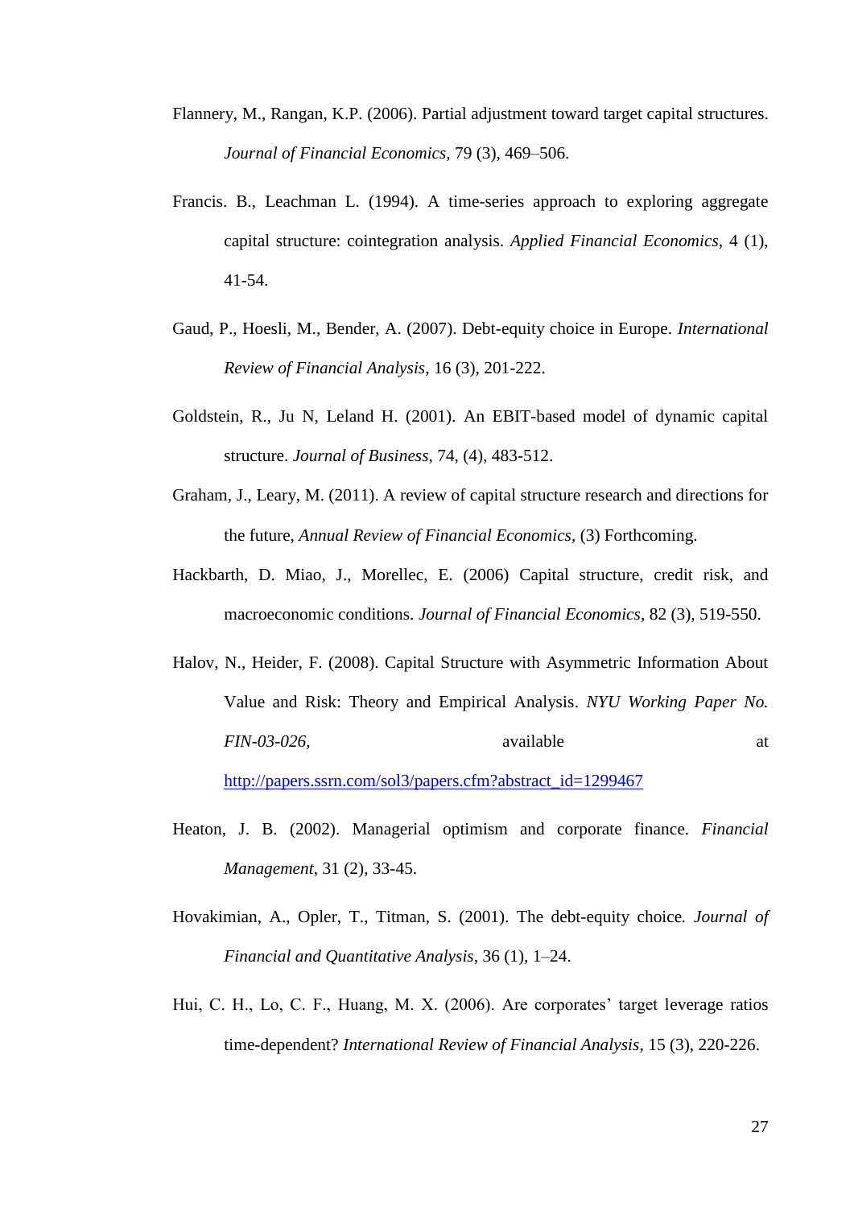Flannery, M., Rangan, K.P. (2006). Partial adjustment toward target capital structures. *Journal of Financial Economics*, 79 (3), 469–506.

Francis. B., Leachman L. (1994). A time-series approach to exploring aggregate capital structure: cointegration analysis. *Applied Financial Economics*, 4 (1), 41-54.

Gaud, P., Hoesli, M., Bender, A. (2007). Debt-equity choice in Europe. *International Review of Financial Analysis*, 16 (3), 201-222.

Goldstein, R., Ju N, Leland H. (2001). An EBIT-based model of dynamic capital structure. *Journal of Business*, 74, (4), 483-512.

Graham, J., Leary, M. (2011). A review of capital structure research and directions for the future, *Annual Review of Financial Economics*, (3) Forthcoming.

Hackbarth, D. Miao, J., Morellec, E. (2006) Capital structure, credit risk, and macroeconomic conditions. *Journal of Financial Economics*, 82 (3), 519-550.

Halov, N., Heider, F. (2008). Capital Structure with Asymmetric Information About Value and Risk: Theory and Empirical Analysis. *NYU Working Paper No. FIN-03-026*, available at http://papers.ssrn.com/sol3/papers.cfm?abstract_id=1299467

Heaton, J. B. (2002). Managerial optimism and corporate finance. *Financial Management*, 31 (2), 33-45.

Hovakimian, A., Opler, T., Titman, S. (2001). The debt-equity choice*. Journal of Financial and Quantitative Analysis*, 36 (1), 1–24.

Hui, C. H., Lo, C. F., Huang, M. X. (2006). Are corporates' target leverage ratios time-dependent? *International Review of Financial Analysis*, 15 (3), 220-226.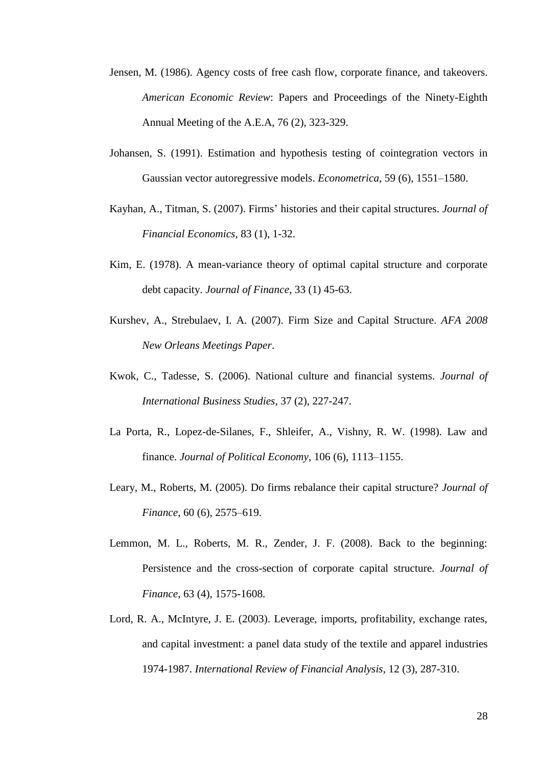Jensen, M. (1986). Agency costs of free cash flow, corporate finance, and takeovers. *American Economic Review*: Papers and Proceedings of the Ninety-Eighth Annual Meeting of the A.E.A, 76 (2), 323-329.

Johansen, S. (1991). Estimation and hypothesis testing of cointegration vectors in Gaussian vector autoregressive models. *Econometrica*, 59 (6), 1551–1580.

Kayhan, A., Titman, S. (2007). Firms' histories and their capital structures. *Journal of Financial Economics*, 83 (1), 1-32.

Kim, E. (1978). A mean-variance theory of optimal capital structure and corporate debt capacity. *Journal of Finance*, 33 (1) 45-63.

Kurshev, A., Strebulaev, I. A. (2007). Firm Size and Capital Structure. *AFA 2008 New Orleans Meetings Paper*.

Kwok, C., Tadesse, S. (2006). National culture and financial systems. *Journal of International Business Studies*, 37 (2), 227-247.

La Porta, R., Lopez-de-Silanes, F., Shleifer, A., Vishny, R. W. (1998). Law and finance. *Journal of Political Economy*, 106 (6), 1113–1155.

Leary, M., Roberts, M. (2005). Do firms rebalance their capital structure? *Journal of Finance*, 60 (6), 2575–619.

Lemmon, M. L., Roberts, M. R., Zender, J. F. (2008). Back to the beginning: Persistence and the cross-section of corporate capital structure. *Journal of Finance*, 63 (4), 1575-1608.

Lord, R. A., McIntyre, J. E. (2003). Leverage, imports, profitability, exchange rates, and capital investment: a panel data study of the textile and apparel industries 1974-1987. *International Review of Financial Analysis*, 12 (3), 287-310.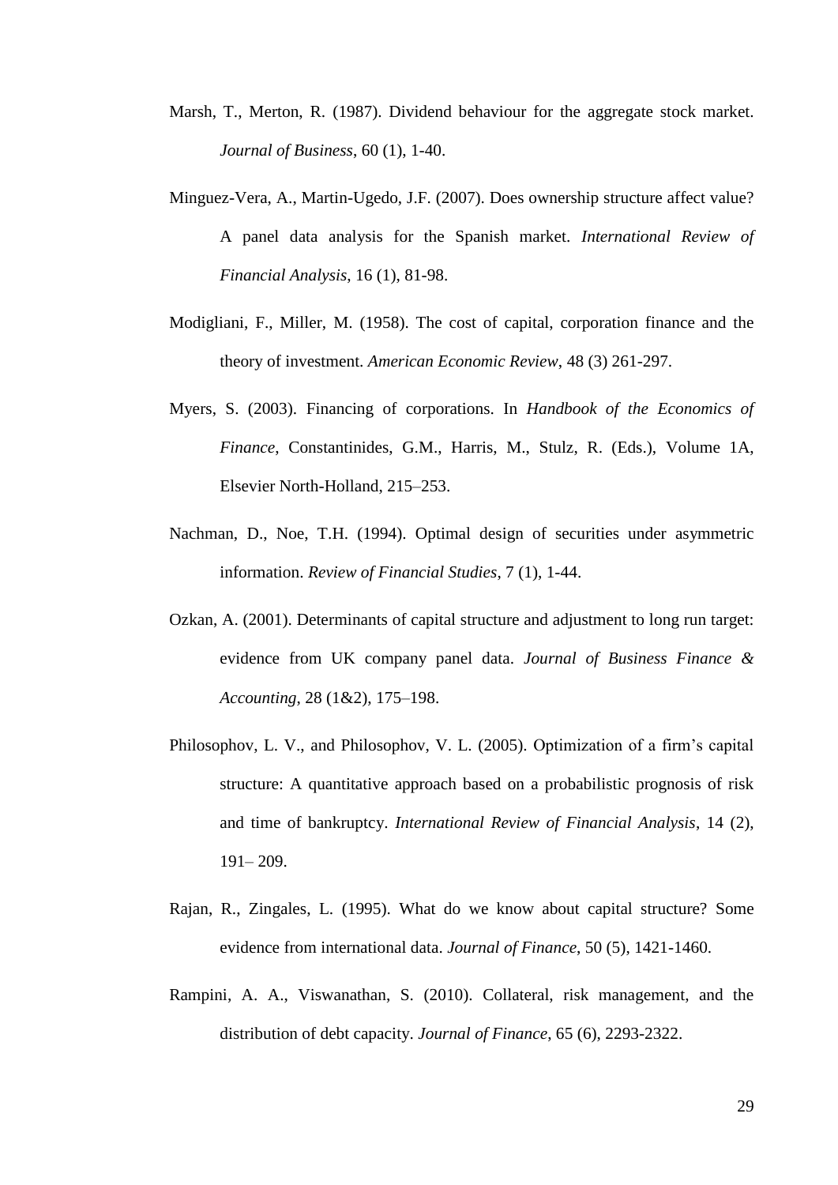Marsh, T., Merton, R. (1987). Dividend behaviour for the aggregate stock market. *Journal of Business*, 60 (1), 1-40.

Minguez-Vera, A., Martin-Ugedo, J.F. (2007). Does ownership structure affect value? A panel data analysis for the Spanish market. *International Review of Financial Analysis*, 16 (1), 81-98.

Modigliani, F., Miller, M. (1958). The cost of capital, corporation finance and the theory of investment. *American Economic Review*, 48 (3) 261-297.

Myers, S. (2003). Financing of corporations. In *Handbook of the Economics of Finance*, Constantinides, G.M., Harris, M., Stulz, R. (Eds.), Volume 1A, Elsevier North-Holland, 215–253.

Nachman, D., Noe, T.H. (1994). Optimal design of securities under asymmetric information. *Review of Financial Studies*, 7 (1), 1-44.

Ozkan, A. (2001). Determinants of capital structure and adjustment to long run target: evidence from UK company panel data. *Journal of Business Finance & Accounting*, 28 (1&2), 175–198.

Philosophov, L. V., and Philosophov, V. L. (2005). Optimization of a firm's capital structure: A quantitative approach based on a probabilistic prognosis of risk and time of bankruptcy. *International Review of Financial Analysis*, 14 (2), 191– 209.

Rajan, R., Zingales, L. (1995). What do we know about capital structure? Some evidence from international data. *Journal of Finance*, 50 (5), 1421-1460.

Rampini, A. A., Viswanathan, S. (2010). Collateral, risk management, and the distribution of debt capacity. *Journal of Finance*, 65 (6), 2293-2322.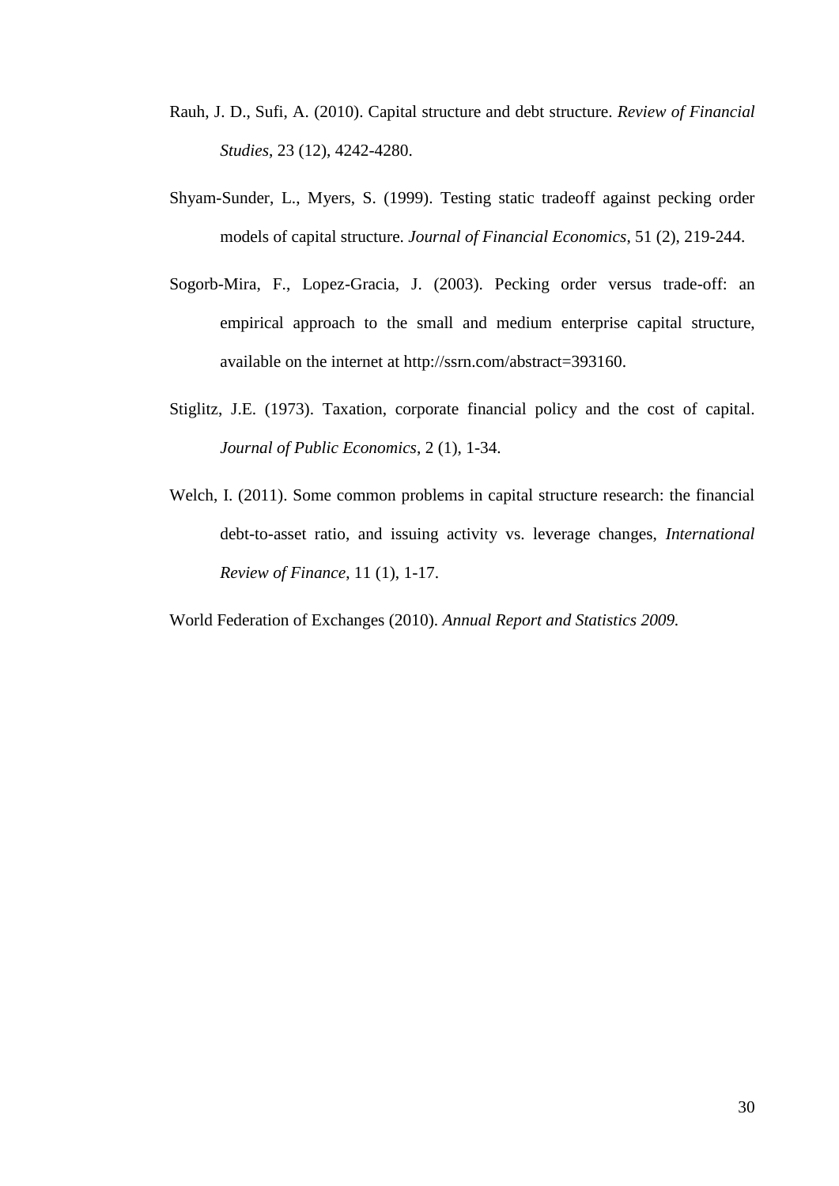Rauh, J. D., Sufi, A. (2010). Capital structure and debt structure. *Review of Financial Studies*, 23 (12), 4242-4280.

Shyam-Sunder, L., Myers, S. (1999). Testing static tradeoff against pecking order models of capital structure. *Journal of Financial Economics*, 51 (2), 219-244.

Sogorb-Mira, F., Lopez-Gracia, J. (2003). Pecking order versus trade-off: an empirical approach to the small and medium enterprise capital structure, available on the internet at http://ssrn.com/abstract=393160.

Stiglitz, J.E. (1973). Taxation, corporate financial policy and the cost of capital. *Journal of Public Economics*, 2 (1), 1-34.

Welch, I. (2011). Some common problems in capital structure research: the financial debt-to-asset ratio, and issuing activity vs. leverage changes, *International Review of Finance*, 11 (1), 1-17.

World Federation of Exchanges (2010). *Annual Report and Statistics 2009.*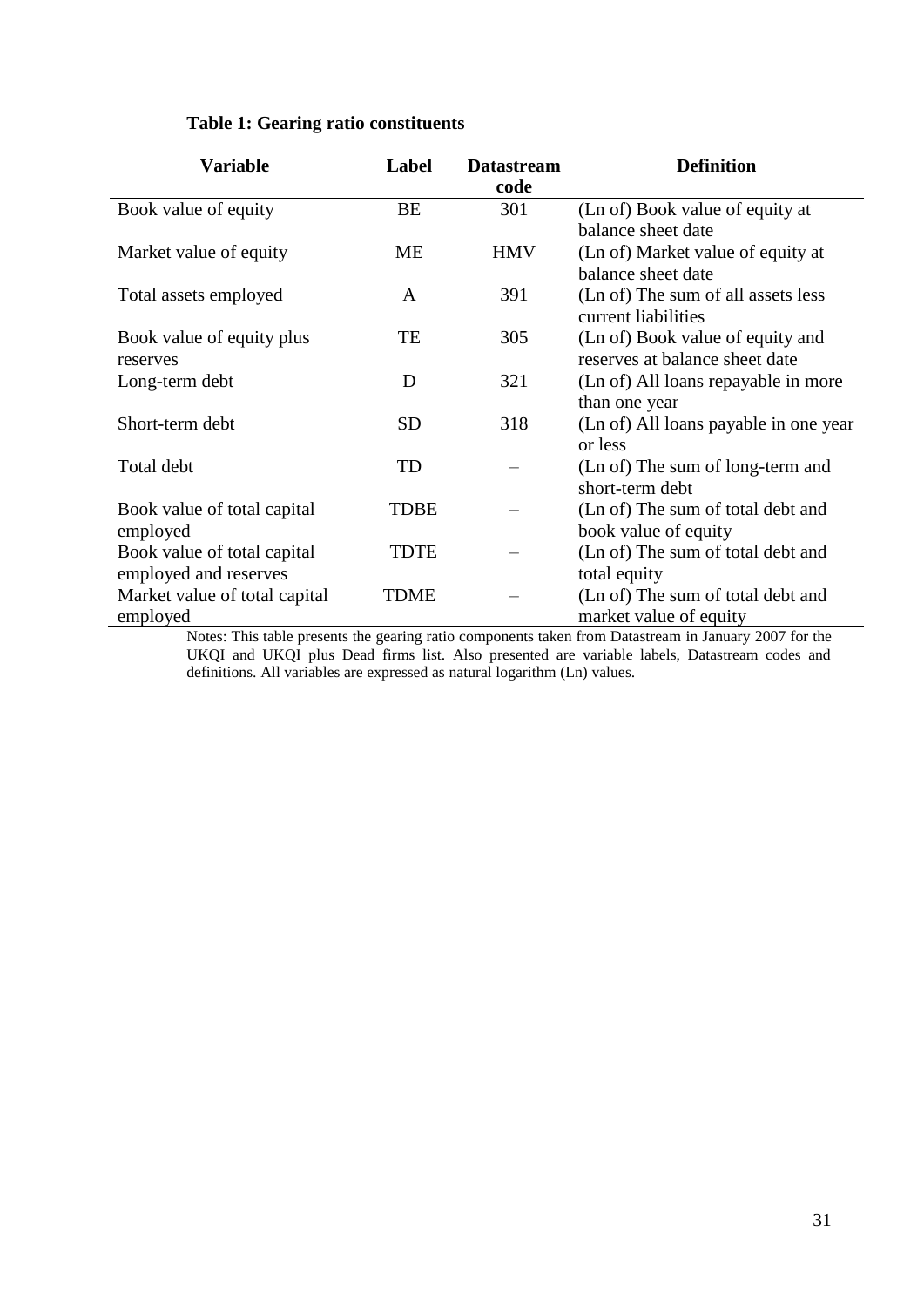**Table 1: Gearing ratio constituents**

| Variable | Label | Datastream code | Definition |
|---|---|---|---|
| Book value of equity | BE | 301 | (Ln of) Book value of equity at balance sheet date |
| Market value of equity | ME | HMV | (Ln of) Market value of equity at balance sheet date |
| Total assets employed | A | 391 | (Ln of) The sum of all assets less current liabilities |
| Book value of equity plus reserves | TE | 305 | (Ln of) Book value of equity and reserves at balance sheet date |
| Long-term debt | D | 321 | (Ln of) All loans repayable in more than one year |
| Short-term debt | SD | 318 | (Ln of) All loans payable in one year or less |
| Total debt | TD | – | (Ln of) The sum of long-term and short-term debt |
| Book value of total capital employed | TDBE | – | (Ln of) The sum of total debt and book value of equity |
| Book value of total capital employed and reserves | TDTE | – | (Ln of) The sum of total debt and total equity |
| Market value of total capital employed | TDME | – | (Ln of) The sum of total debt and market value of equity |

Notes: This table presents the gearing ratio components taken from Datastream in January 2007 for the UKQI and UKQI plus Dead firms list. Also presented are variable labels, Datastream codes and definitions. All variables are expressed as natural logarithm (Ln) values.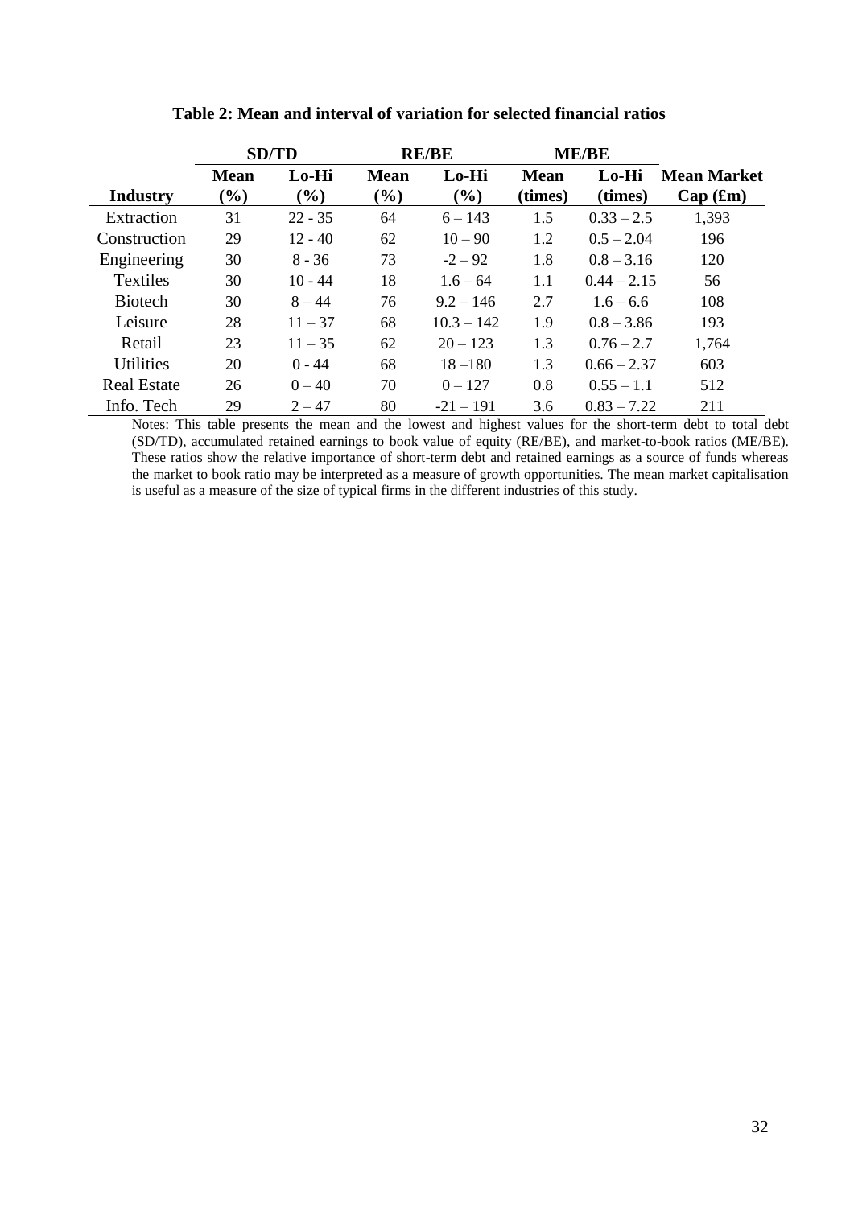**Table 2: Mean and interval of variation for selected financial ratios**

| | SD/TD | | RE/BE | | ME/BE | | |
|---|---|---|---|---|---|---|---|
| **Industry** | **Mean (%)** | **Lo-Hi (%)** | **Mean (%)** | **Lo-Hi (%)** | **Mean (times)** | **Lo-Hi (times)** | **Mean Market Cap (£m)** |
| Extraction | 31 | 22 - 35 | 64 | 6 – 143 | 1.5 | 0.33 – 2.5 | 1,393 |
| Construction | 29 | 12 - 40 | 62 | 10 – 90 | 1.2 | 0.5 – 2.04 | 196 |
| Engineering | 30 | 8 - 36 | 73 | -2 – 92 | 1.8 | 0.8 – 3.16 | 120 |
| Textiles | 30 | 10 - 44 | 18 | 1.6 – 64 | 1.1 | 0.44 – 2.15 | 56 |
| Biotech | 30 | 8 – 44 | 76 | 9.2 – 146 | 2.7 | 1.6 – 6.6 | 108 |
| Leisure | 28 | 11 – 37 | 68 | 10.3 – 142 | 1.9 | 0.8 – 3.86 | 193 |
| Retail | 23 | 11 – 35 | 62 | 20 – 123 | 1.3 | 0.76 – 2.7 | 1,764 |
| Utilities | 20 | 0 - 44 | 68 | 18 –180 | 1.3 | 0.66 – 2.37 | 603 |
| Real Estate | 26 | 0 – 40 | 70 | 0 – 127 | 0.8 | 0.55 – 1.1 | 512 |
| Info. Tech | 29 | 2 – 47 | 80 | -21 – 191 | 3.6 | 0.83 – 7.22 | 211 |

Notes: This table presents the mean and the lowest and highest values for the short-term debt to total debt (SD/TD), accumulated retained earnings to book value of equity (RE/BE), and market-to-book ratios (ME/BE). These ratios show the relative importance of short-term debt and retained earnings as a source of funds whereas the market to book ratio may be interpreted as a measure of growth opportunities. The mean market capitalisation is useful as a measure of the size of typical firms in the different industries of this study.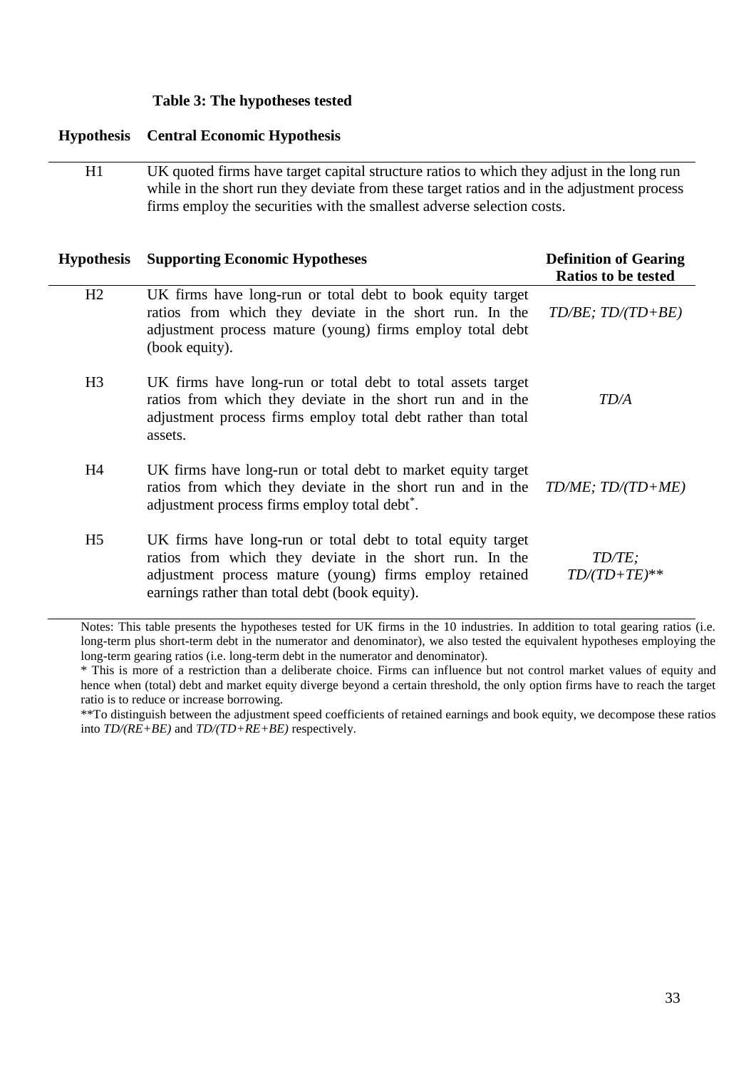**Table 3: The hypotheses tested**

| Hypothesis | Central Economic Hypothesis | |
|---|---|---|
| H1 | UK quoted firms have target capital structure ratios to which they adjust in the long run while in the short run they deviate from these target ratios and in the adjustment process firms employ the securities with the smallest adverse selection costs. | |
| **Hypothesis** | **Supporting Economic Hypotheses** | **Definition of Gearing Ratios to be tested** |
| H2 | UK firms have long-run or total debt to book equity target ratios from which they deviate in the short run. In the adjustment process mature (young) firms employ total debt (book equity). | *TD/BE; TD/(TD+BE)* |
| H3 | UK firms have long-run or total debt to total assets target ratios from which they deviate in the short run and in the adjustment process firms employ total debt rather than total assets. | *TD/A* |
| H4 | UK firms have long-run or total debt to market equity target ratios from which they deviate in the short run and in the adjustment process firms employ total debt*. | *TD/ME; TD/(TD+ME)* |
| H5 | UK firms have long-run or total debt to total equity target ratios from which they deviate in the short run. In the adjustment process mature (young) firms employ retained earnings rather than total debt (book equity). | *TD/TE; TD/(TD+TE)*** |

Notes: This table presents the hypotheses tested for UK firms in the 10 industries. In addition to total gearing ratios (i.e. long-term plus short-term debt in the numerator and denominator), we also tested the equivalent hypotheses employing the long-term gearing ratios (i.e. long-term debt in the numerator and denominator).

* This is more of a restriction than a deliberate choice. Firms can influence but not control market values of equity and hence when (total) debt and market equity diverge beyond a certain threshold, the only option firms have to reach the target ratio is to reduce or increase borrowing.

**To distinguish between the adjustment speed coefficients of retained earnings and book equity, we decompose these ratios into *TD/(RE+BE)* and *TD/(TD+RE+BE)* respectively.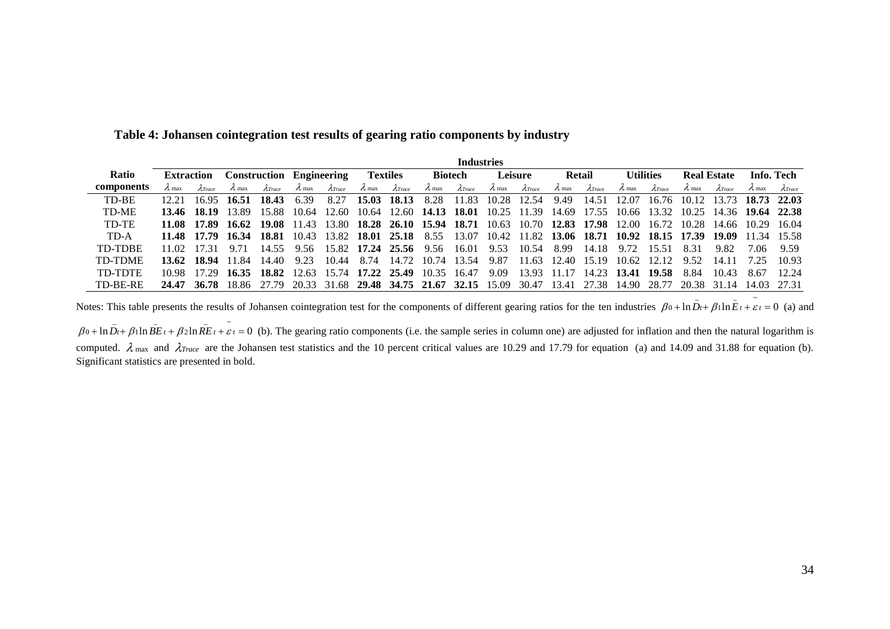**Table 4: Johansen cointegration test results of gearing ratio components by industry**

| Ratio components | Extraction | | Construction | | Engineering | | Textiles | | Biotech | | Leisure | | Retail | | Utilities | | Real Estate | | Info. Tech | |
|---|---|---|---|---|---|---|---|---|---|---|---|---|---|---|---|---|---|---|---|---|
| | $\lambda_{\max}$ | $\lambda_{Trace}$ | $\lambda_{\max}$ | $\lambda_{Trace}$ | $\lambda_{\max}$ | $\lambda_{Trace}$ | $\lambda_{\max}$ | $\lambda_{Trace}$ | $\lambda_{\max}$ | $\lambda_{Trace}$ | $\lambda_{\max}$ | $\lambda_{Trace}$ | $\lambda_{\max}$ | $\lambda_{Trace}$ | $\lambda_{\max}$ | $\lambda_{Trace}$ | $\lambda_{\max}$ | $\lambda_{Trace}$ | $\lambda_{\max}$ | $\lambda_{Trace}$ |
| TD-BE | 12.21 | 16.95 | **16.51** | **18.43** | 6.39 | 8.27 | **15.03** | **18.13** | 8.28 | 11.83 | 10.28 | 12.54 | 9.49 | 14.51 | 12.07 | 16.76 | 10.12 | 13.73 | **18.73** | **22.03** |
| TD-ME | **13.46** | **18.19** | 13.89 | 15.88 | 10.64 | 12.60 | 10.64 | 12.60 | **14.13** | **18.01** | 10.25 | 11.39 | 14.69 | 17.55 | 10.66 | 13.32 | 10.25 | 14.36 | **19.64** | **22.38** |
| TD-TE | **11.08** | **17.89** | **16.62** | **19.08** | 11.43 | 13.80 | **18.28** | **26.10** | **15.94** | **18.71** | 10.63 | 10.70 | **12.83** | **17.98** | 12.00 | 16.72 | 10.28 | 14.66 | 10.29 | 16.04 |
| TD-A | **11.48** | **17.79** | **16.34** | **18.81** | 10.43 | 13.82 | **18.01** | **25.18** | 8.55 | 13.07 | 10.42 | 11.82 | **13.06** | **18.71** | **10.92** | **18.15** | **17.39** | **19.09** | 11.34 | 15.58 |
| TD-TDBE | 11.02 | 17.31 | 9.71 | 14.55 | 9.56 | 15.82 | **17.24** | **25.56** | 9.56 | 16.01 | 9.53 | 10.54 | 8.99 | 14.18 | 9.72 | 15.51 | 8.31 | 9.82 | 7.06 | 9.59 |
| TD-TDME | **13.62** | **18.94** | 11.84 | 14.40 | 9.23 | 10.44 | 8.74 | 14.72 | 10.74 | 13.54 | 9.87 | 11.63 | 12.40 | 15.19 | 10.62 | 12.12 | 9.52 | 14.11 | 7.25 | 10.93 |
| TD-TDTE | 10.98 | 17.29 | **16.35** | **18.82** | 12.63 | 15.74 | **17.22** | **25.49** | 10.35 | 16.47 | 9.09 | 13.93 | 11.17 | 14.23 | **13.41** | **19.58** | 8.84 | 10.43 | 8.67 | 12.24 |
| TD-BE-RE | **24.47** | **36.78** | 18.86 | 27.79 | 20.33 | 31.68 | **29.48** | **34.75** | **21.67** | **32.15** | 15.09 | 30.47 | 13.41 | 27.38 | 14.90 | 28.77 | 20.38 | 31.14 | 14.03 | 27.31 |

Notes: This table presents the results of Johansen cointegration test for the components of different gearing ratios for the ten industries $\beta_0 + \ln \bar{D}_t + \beta_1 \ln \bar{E}_t + \tilde{\varepsilon}_t = 0$ (a) and $\beta_0 + \ln \bar{D}_t + \beta_1 \ln \bar{BE}_t + \beta_2 \ln \bar{RE}_t + \tilde{\varepsilon}_t = 0$ (b). The gearing ratio components (i.e. the sample series in column one) are adjusted for inflation and then the natural logarithm is computed. $\lambda_{\max}$ and $\lambda_{Trace}$ are the Johansen test statistics and the 10 percent critical values are 10.29 and 17.79 for equation (a) and 14.09 and 31.88 for equation (b). Significant statistics are presented in bold.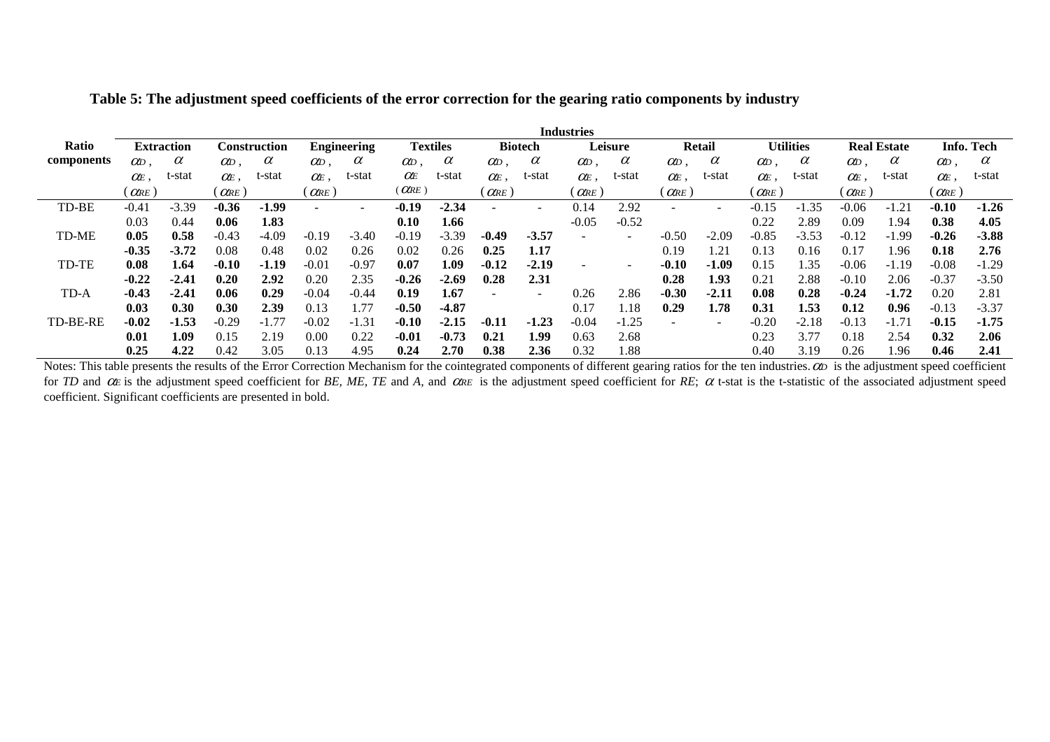**Table 5: The adjustment speed coefficients of the error correction for the gearing ratio components by industry**

| Ratio components | Extraction | | Construction | | Engineering | | Textiles | | Biotech | | Leisure | | Retail | | Utilities | | Real Estate | | Info. Tech | |
|---|---|---|---|---|---|---|---|---|---|---|---|---|---|---|---|---|---|---|---|---|
| | $\alpha_D$, $\alpha_E$, ($\alpha_{RE}$) | $\alpha$ t-stat | $\alpha_D$, $\alpha_E$, ($\alpha_{RE}$) | $\alpha$ t-stat | $\alpha_D$, $\alpha_E$, ($\alpha_{RE}$) | $\alpha$ t-stat | $\alpha_D$, $\alpha_E$ ($\alpha_{RE}$) | $\alpha$ t-stat | $\alpha_D$, $\alpha_E$, ($\alpha_{RE}$) | $\alpha$ t-stat | $\alpha_D$, $\alpha_E$, ($\alpha_{RE}$) | $\alpha$ t-stat | $\alpha_D$, $\alpha_E$, ($\alpha_{RE}$) | $\alpha$ t-stat | $\alpha_D$, $\alpha_E$, ($\alpha_{RE}$) | $\alpha$ t-stat | $\alpha_D$, $\alpha_E$, ($\alpha_{RE}$) | $\alpha$ t-stat | $\alpha_D$, $\alpha_E$, ($\alpha_{RE}$) | $\alpha$ t-stat |
| TD-BE | -0.41 | -3.39 | **-0.36** | **-1.99** | - | - | **-0.19** | **-2.34** | - | - | 0.14 | 2.92 | - | - | -0.15 | -1.35 | -0.06 | -1.21 | **-0.10** | **-1.26** |
| | 0.03 | 0.44 | **0.06** | **1.83** | | | **0.10** | **1.66** | | | -0.05 | -0.52 | | | 0.22 | 2.89 | 0.09 | 1.94 | **0.38** | **4.05** |
| TD-ME | **0.05** | **0.58** | -0.43 | -4.09 | -0.19 | -3.40 | -0.19 | -3.39 | **-0.49** | **-3.57** | - | - | -0.50 | -2.09 | -0.85 | -3.53 | -0.12 | -1.99 | **-0.26** | **-3.88** |
| | **-0.35** | **-3.72** | 0.08 | 0.48 | 0.02 | 0.26 | 0.02 | 0.26 | **0.25** | **1.17** | | | 0.19 | 1.21 | 0.13 | 0.16 | 0.17 | 1.96 | **0.18** | **2.76** |
| TD-TE | **0.08** | **1.64** | **-0.10** | **-1.19** | -0.01 | -0.97 | **0.07** | **1.09** | **-0.12** | **-2.19** | - | - | **-0.10** | **-1.09** | 0.15 | 1.35 | -0.06 | -1.19 | -0.08 | -1.29 |
| | **-0.22** | **-2.41** | **0.20** | **2.92** | 0.20 | 2.35 | **-0.26** | **-2.69** | **0.28** | **2.31** | | | **0.28** | **1.93** | 0.21 | 2.88 | -0.10 | 2.06 | -0.37 | -3.50 |
| TD-A | **-0.43** | **-2.41** | **0.06** | **0.29** | -0.04 | -0.44 | **0.19** | **1.67** | - | - | 0.26 | 2.86 | **-0.30** | **-2.11** | **0.08** | **0.28** | **-0.24** | **-1.72** | 0.20 | 2.81 |
| | **0.03** | **0.30** | **0.30** | **2.39** | 0.13 | 1.77 | **-0.50** | **-4.87** | | | 0.17 | 1.18 | **0.29** | **1.78** | **0.31** | **1.53** | **0.12** | **0.96** | -0.13 | -3.37 |
| TD-BE-RE | **-0.02** | **-1.53** | -0.29 | -1.77 | -0.02 | -1.31 | **-0.10** | **-2.15** | **-0.11** | **-1.23** | -0.04 | -1.25 | - | - | -0.20 | -2.18 | -0.13 | -1.71 | **-0.15** | **-1.75** |
| | **0.01** | **1.09** | 0.15 | 2.19 | 0.00 | 0.22 | **-0.01** | **-0.73** | **0.21** | **1.99** | 0.63 | 2.68 | | | 0.23 | 3.77 | 0.18 | 2.54 | **0.32** | **2.06** |
| | **0.25** | **4.22** | 0.42 | 3.05 | 0.13 | 4.95 | **0.24** | **2.70** | **0.38** | **2.36** | 0.32 | 1.88 | | | 0.40 | 3.19 | 0.26 | 1.96 | **0.46** | **2.41** |

Notes: This table presents the results of the Error Correction Mechanism for the cointegrated components of different gearing ratios for the ten industries. $\alpha_D$ is the adjustment speed coefficient for *TD* and $\alpha_E$ is the adjustment speed coefficient for *BE, ME, TE* and *A*, and $\alpha_{RE}$ is the adjustment speed coefficient for *RE*; $\alpha$ t-stat is the t-statistic of the associated adjustment speed coefficient. Significant coefficients are presented in bold.